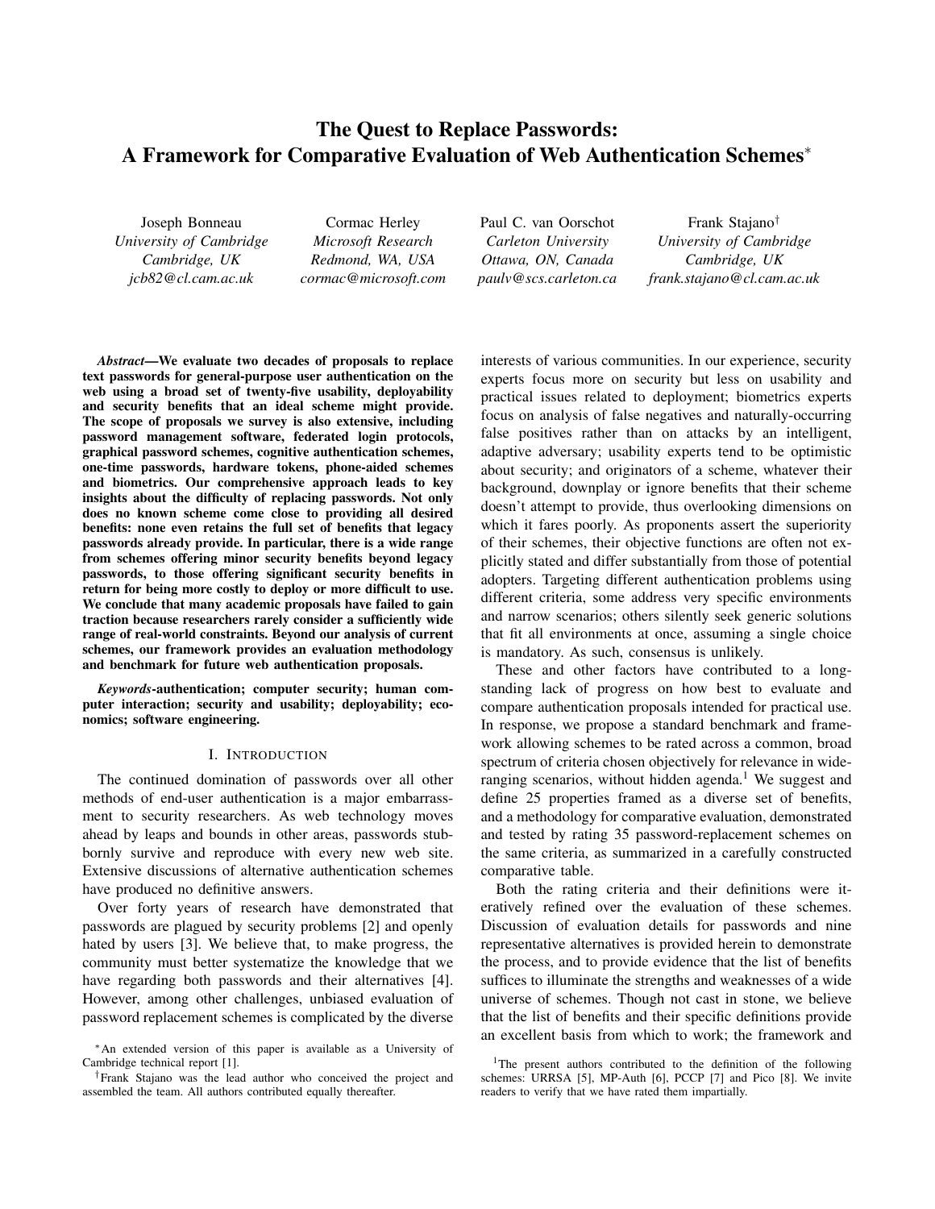# The Quest to Replace Passwords: A Framework for Comparative Evaluation of Web Authentication Schemes*

Joseph Bonneau
*University of Cambridge*
*Cambridge, UK*
*jcb82@cl.cam.ac.uk*

Cormac Herley
*Microsoft Research*
*Redmond, WA, USA*
*cormac@microsoft.com*

Paul C. van Oorschot
*Carleton University*
*Ottawa, ON, Canada*
*paulv@scs.carleton.ca*

Frank Stajano†
*University of Cambridge*
*Cambridge, UK*
*frank.stajano@cl.cam.ac.uk*

***Abstract*—We evaluate two decades of proposals to replace text passwords for general-purpose user authentication on the web using a broad set of twenty-five usability, deployability and security benefits that an ideal scheme might provide. The scope of proposals we survey is also extensive, including password management software, federated login protocols, graphical password schemes, cognitive authentication schemes, one-time passwords, hardware tokens, phone-aided schemes and biometrics. Our comprehensive approach leads to key insights about the difficulty of replacing passwords. Not only does no known scheme come close to providing all desired benefits: none even retains the full set of benefits that legacy passwords already provide. In particular, there is a wide range from schemes offering minor security benefits beyond legacy passwords, to those offering significant security benefits in return for being more costly to deploy or more difficult to use. We conclude that many academic proposals have failed to gain traction because researchers rarely consider a sufficiently wide range of real-world constraints. Beyond our analysis of current schemes, our framework provides an evaluation methodology and benchmark for future web authentication proposals.**

***Keywords*-authentication; computer security; human computer interaction; security and usability; deployability; economics; software engineering.**

## I. Introduction

The continued domination of passwords over all other methods of end-user authentication is a major embarrassment to security researchers. As web technology moves ahead by leaps and bounds in other areas, passwords stubbornly survive and reproduce with every new web site. Extensive discussions of alternative authentication schemes have produced no definitive answers.

Over forty years of research have demonstrated that passwords are plagued by security problems [2] and openly hated by users [3]. We believe that, to make progress, the community must better systematize the knowledge that we have regarding both passwords and their alternatives [4]. However, among other challenges, unbiased evaluation of password replacement schemes is complicated by the diverse interests of various communities. In our experience, security experts focus more on security but less on usability and practical issues related to deployment; biometrics experts focus on analysis of false negatives and naturally-occurring false positives rather than on attacks by an intelligent, adaptive adversary; usability experts tend to be optimistic about security; and originators of a scheme, whatever their background, downplay or ignore benefits that their scheme doesn't attempt to provide, thus overlooking dimensions on which it fares poorly. As proponents assert the superiority of their schemes, their objective functions are often not explicitly stated and differ substantially from those of potential adopters. Targeting different authentication problems using different criteria, some address very specific environments and narrow scenarios; others silently seek generic solutions that fit all environments at once, assuming a single choice is mandatory. As such, consensus is unlikely.

These and other factors have contributed to a long-standing lack of progress on how best to evaluate and compare authentication proposals intended for practical use. In response, we propose a standard benchmark and framework allowing schemes to be rated across a common, broad spectrum of criteria chosen objectively for relevance in wide-ranging scenarios, without hidden agenda.[1] We suggest and define 25 properties framed as a diverse set of benefits, and a methodology for comparative evaluation, demonstrated and tested by rating 35 password-replacement schemes on the same criteria, as summarized in a carefully constructed comparative table.

Both the rating criteria and their definitions were iteratively refined over the evaluation of these schemes. Discussion of evaluation details for passwords and nine representative alternatives is provided herein to demonstrate the process, and to provide evidence that the list of benefits suffices to illuminate the strengths and weaknesses of a wide universe of schemes. Though not cast in stone, we believe that the list of benefits and their specific definitions provide an excellent basis from which to work; the framework and

---

*An extended version of this paper is available as a University of Cambridge technical report [1].

†Frank Stajano was the lead author who conceived the project and assembled the team. All authors contributed equally thereafter.

[1] The present authors contributed to the definition of the following schemes: URRSA [5], MP-Auth [6], PCCP [7] and Pico [8]. We invite readers to verify that we have rated them impartially.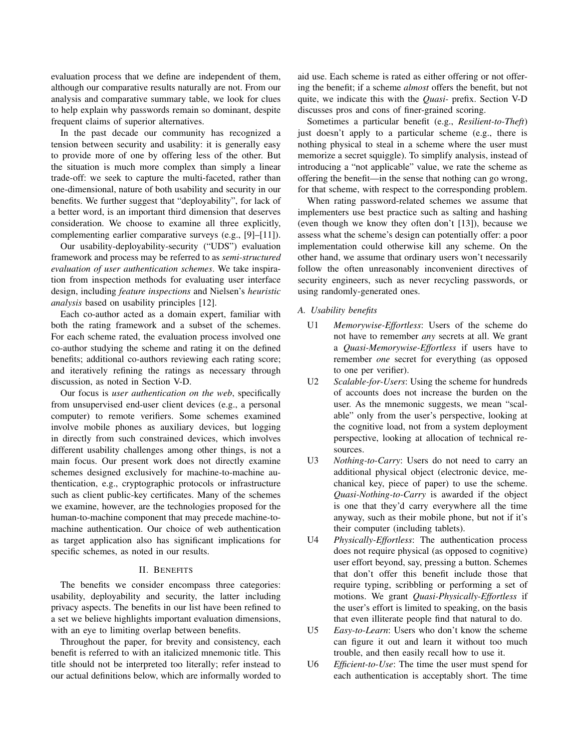evaluation process that we define are independent of them, although our comparative results naturally are not. From our analysis and comparative summary table, we look for clues to help explain why passwords remain so dominant, despite frequent claims of superior alternatives.

In the past decade our community has recognized a tension between security and usability: it is generally easy to provide more of one by offering less of the other. But the situation is much more complex than simply a linear trade-off: we seek to capture the multi-faceted, rather than one-dimensional, nature of both usability and security in our benefits. We further suggest that "deployability", for lack of a better word, is an important third dimension that deserves consideration. We choose to examine all three explicitly, complementing earlier comparative surveys (e.g., [9]–[11]).

Our usability-deployability-security ("UDS") evaluation framework and process may be referred to as *semi-structured evaluation of user authentication schemes*. We take inspiration from inspection methods for evaluating user interface design, including *feature inspections* and Nielsen's *heuristic analysis* based on usability principles [12].

Each co-author acted as a domain expert, familiar with both the rating framework and a subset of the schemes. For each scheme rated, the evaluation process involved one co-author studying the scheme and rating it on the defined benefits; additional co-authors reviewing each rating score; and iteratively refining the ratings as necessary through discussion, as noted in Section V-D.

Our focus is *user authentication on the web*, specifically from unsupervised end-user client devices (e.g., a personal computer) to remote verifiers. Some schemes examined involve mobile phones as auxiliary devices, but logging in directly from such constrained devices, which involves different usability challenges among other things, is not a main focus. Our present work does not directly examine schemes designed exclusively for machine-to-machine authentication, e.g., cryptographic protocols or infrastructure such as client public-key certificates. Many of the schemes we examine, however, are the technologies proposed for the human-to-machine component that may precede machine-to-machine authentication. Our choice of web authentication as target application also has significant implications for specific schemes, as noted in our results.

## II. Benefits

The benefits we consider encompass three categories: usability, deployability and security, the latter including privacy aspects. The benefits in our list have been refined to a set we believe highlights important evaluation dimensions, with an eye to limiting overlap between benefits.

Throughout the paper, for brevity and consistency, each benefit is referred to with an italicized mnemonic title. This title should not be interpreted too literally; refer instead to our actual definitions below, which are informally worded to aid use. Each scheme is rated as either offering or not offering the benefit; if a scheme *almost* offers the benefit, but not quite, we indicate this with the *Quasi-* prefix. Section V-D discusses pros and cons of finer-grained scoring.

Sometimes a particular benefit (e.g., *Resilient-to-Theft*) just doesn't apply to a particular scheme (e.g., there is nothing physical to steal in a scheme where the user must memorize a secret squiggle). To simplify analysis, instead of introducing a "not applicable" value, we rate the scheme as offering the benefit—in the sense that nothing can go wrong, for that scheme, with respect to the corresponding problem.

When rating password-related schemes we assume that implementers use best practice such as salting and hashing (even though we know they often don't [13]), because we assess what the scheme's design can potentially offer: a poor implementation could otherwise kill any scheme. On the other hand, we assume that ordinary users won't necessarily follow the often unreasonably inconvenient directives of security engineers, such as never recycling passwords, or using randomly-generated ones.

### A. Usability benefits

- U1 *Memorywise-Effortless*: Users of the scheme do not have to remember *any* secrets at all. We grant a *Quasi-Memorywise-Effortless* if users have to remember *one* secret for everything (as opposed to one per verifier).
- U2 *Scalable-for-Users*: Using the scheme for hundreds of accounts does not increase the burden on the user. As the mnemonic suggests, we mean "scalable" only from the user's perspective, looking at the cognitive load, not from a system deployment perspective, looking at allocation of technical resources.
- U3 *Nothing-to-Carry*: Users do not need to carry an additional physical object (electronic device, mechanical key, piece of paper) to use the scheme. *Quasi-Nothing-to-Carry* is awarded if the object is one that they'd carry everywhere all the time anyway, such as their mobile phone, but not if it's their computer (including tablets).
- U4 *Physically-Effortless*: The authentication process does not require physical (as opposed to cognitive) user effort beyond, say, pressing a button. Schemes that don't offer this benefit include those that require typing, scribbling or performing a set of motions. We grant *Quasi-Physically-Effortless* if the user's effort is limited to speaking, on the basis that even illiterate people find that natural to do.
- U5 *Easy-to-Learn*: Users who don't know the scheme can figure it out and learn it without too much trouble, and then easily recall how to use it.
- U6 *Efficient-to-Use*: The time the user must spend for each authentication is acceptably short. The time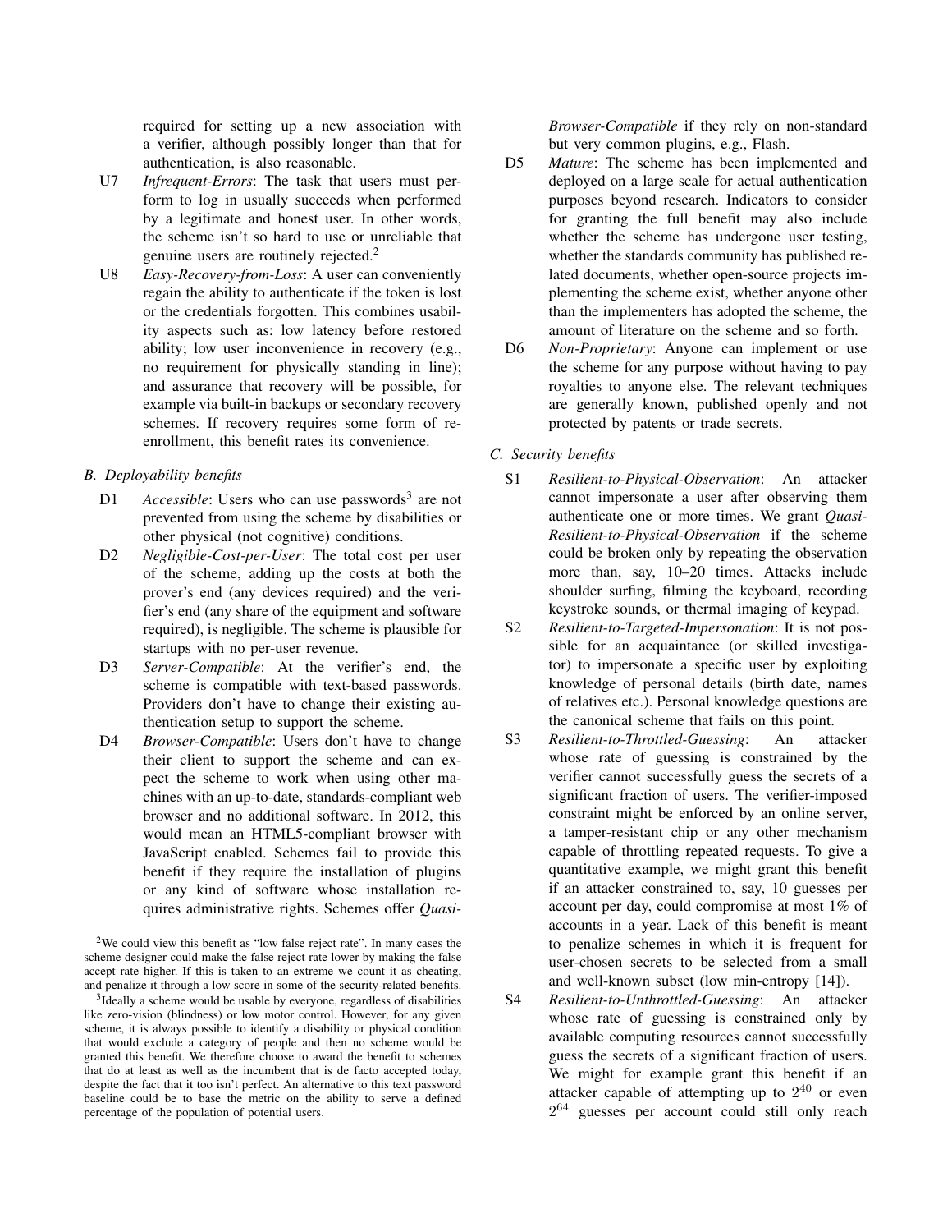required for setting up a new association with a verifier, although possibly longer than that for authentication, is also reasonable.

U7 *Infrequent-Errors*: The task that users must perform to log in usually succeeds when performed by a legitimate and honest user. In other words, the scheme isn't so hard to use or unreliable that genuine users are routinely rejected.[2]

U8 *Easy-Recovery-from-Loss*: A user can conveniently regain the ability to authenticate if the token is lost or the credentials forgotten. This combines usability aspects such as: low latency before restored ability; low user inconvenience in recovery (e.g., no requirement for physically standing in line); and assurance that recovery will be possible, for example via built-in backups or secondary recovery schemes. If recovery requires some form of re-enrollment, this benefit rates its convenience.

### B. Deployability benefits

D1 *Accessible*: Users who can use passwords[3] are not prevented from using the scheme by disabilities or other physical (not cognitive) conditions.

D2 *Negligible-Cost-per-User*: The total cost per user of the scheme, adding up the costs at both the prover's end (any devices required) and the verifier's end (any share of the equipment and software required), is negligible. The scheme is plausible for startups with no per-user revenue.

D3 *Server-Compatible*: At the verifier's end, the scheme is compatible with text-based passwords. Providers don't have to change their existing authentication setup to support the scheme.

D4 *Browser-Compatible*: Users don't have to change their client to support the scheme and can expect the scheme to work when using other machines with an up-to-date, standards-compliant web browser and no additional software. In 2012, this would mean an HTML5-compliant browser with JavaScript enabled. Schemes fail to provide this benefit if they require the installation of plugins or any kind of software whose installation requires administrative rights. Schemes offer *Quasi-Browser-Compatible* if they rely on non-standard but very common plugins, e.g., Flash.

D5 *Mature*: The scheme has been implemented and deployed on a large scale for actual authentication purposes beyond research. Indicators to consider for granting the full benefit may also include whether the scheme has undergone user testing, whether the standards community has published related documents, whether open-source projects implementing the scheme exist, whether anyone other than the implementers has adopted the scheme, the amount of literature on the scheme and so forth.

D6 *Non-Proprietary*: Anyone can implement or use the scheme for any purpose without having to pay royalties to anyone else. The relevant techniques are generally known, published openly and not protected by patents or trade secrets.

### C. Security benefits

S1 *Resilient-to-Physical-Observation*: An attacker cannot impersonate a user after observing them authenticate one or more times. We grant *Quasi-Resilient-to-Physical-Observation* if the scheme could be broken only by repeating the observation more than, say, 10–20 times. Attacks include shoulder surfing, filming the keyboard, recording keystroke sounds, or thermal imaging of keypad.

S2 *Resilient-to-Targeted-Impersonation*: It is not possible for an acquaintance (or skilled investigator) to impersonate a specific user by exploiting knowledge of personal details (birth date, names of relatives etc.). Personal knowledge questions are the canonical scheme that fails on this point.

S3 *Resilient-to-Throttled-Guessing*: An attacker whose rate of guessing is constrained by the verifier cannot successfully guess the secrets of a significant fraction of users. The verifier-imposed constraint might be enforced by an online server, a tamper-resistant chip or any other mechanism capable of throttling repeated requests. To give a quantitative example, we might grant this benefit if an attacker constrained to, say, 10 guesses per account per day, could compromise at most 1% of accounts in a year. Lack of this benefit is meant to penalize schemes in which it is frequent for user-chosen secrets to be selected from a small and well-known subset (low min-entropy [14]).

S4 *Resilient-to-Unthrottled-Guessing*: An attacker whose rate of guessing is constrained only by available computing resources cannot successfully guess the secrets of a significant fraction of users. We might for example grant this benefit if an attacker capable of attempting up to $2^{40}$ or even $2^{64}$ guesses per account could still only reach

---

[2] We could view this benefit as "low false reject rate". In many cases the scheme designer could make the false reject rate lower by making the false accept rate higher. If this is taken to an extreme we count it as cheating, and penalize it through a low score in some of the security-related benefits.

[3] Ideally a scheme would be usable by everyone, regardless of disabilities like zero-vision (blindness) or low motor control. However, for any given scheme, it is always possible to identify a disability or physical condition that would exclude a category of people and then no scheme would be granted this benefit. We therefore choose to award the benefit to schemes that do at least as well as the incumbent that is de facto accepted today, despite the fact that it too isn't perfect. An alternative to this text password baseline could be to base the metric on the ability to serve a defined percentage of the population of potential users.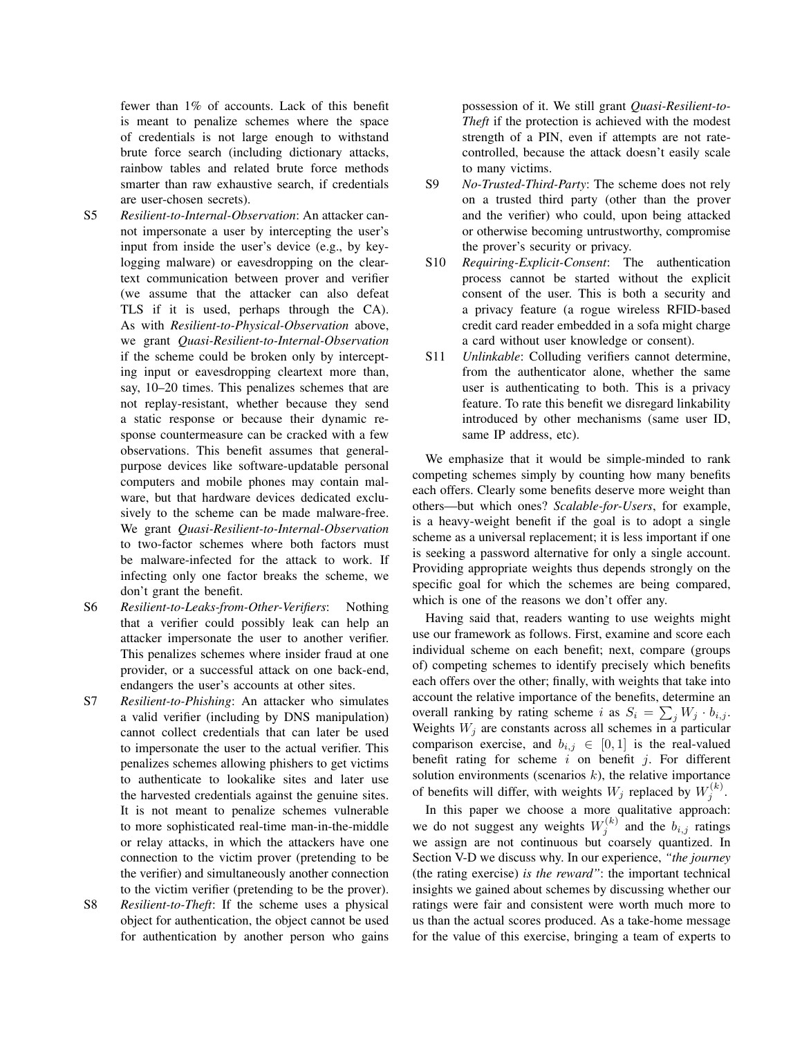fewer than 1% of accounts. Lack of this benefit is meant to penalize schemes where the space of credentials is not large enough to withstand brute force search (including dictionary attacks, rainbow tables and related brute force methods smarter than raw exhaustive search, if credentials are user-chosen secrets).

S5 *Resilient-to-Internal-Observation*: An attacker cannot impersonate a user by intercepting the user's input from inside the user's device (e.g., by key-logging malware) or eavesdropping on the cleartext communication between prover and verifier (we assume that the attacker can also defeat TLS if it is used, perhaps through the CA). As with *Resilient-to-Physical-Observation* above, we grant *Quasi-Resilient-to-Internal-Observation* if the scheme could be broken only by intercepting input or eavesdropping cleartext more than, say, 10–20 times. This penalizes schemes that are not replay-resistant, whether because they send a static response or because their dynamic response countermeasure can be cracked with a few observations. This benefit assumes that general-purpose devices like software-updatable personal computers and mobile phones may contain malware, but that hardware devices dedicated exclusively to the scheme can be made malware-free. We grant *Quasi-Resilient-to-Internal-Observation* to two-factor schemes where both factors must be malware-infected for the attack to work. If infecting only one factor breaks the scheme, we don't grant the benefit.

S6 *Resilient-to-Leaks-from-Other-Verifiers*: Nothing that a verifier could possibly leak can help an attacker impersonate the user to another verifier. This penalizes schemes where insider fraud at one provider, or a successful attack on one back-end, endangers the user's accounts at other sites.

S7 *Resilient-to-Phishing*: An attacker who simulates a valid verifier (including by DNS manipulation) cannot collect credentials that can later be used to impersonate the user to the actual verifier. This penalizes schemes allowing phishers to get victims to authenticate to lookalike sites and later use the harvested credentials against the genuine sites. It is not meant to penalize schemes vulnerable to more sophisticated real-time man-in-the-middle or relay attacks, in which the attackers have one connection to the victim prover (pretending to be the verifier) and simultaneously another connection to the victim verifier (pretending to be the prover).

S8 *Resilient-to-Theft*: If the scheme uses a physical object for authentication, the object cannot be used for authentication by another person who gains possession of it. We still grant *Quasi-Resilient-to-Theft* if the protection is achieved with the modest strength of a PIN, even if attempts are not rate-controlled, because the attack doesn't easily scale to many victims.

S9 *No-Trusted-Third-Party*: The scheme does not rely on a trusted third party (other than the prover and the verifier) who could, upon being attacked or otherwise becoming untrustworthy, compromise the prover's security or privacy.

S10 *Requiring-Explicit-Consent*: The authentication process cannot be started without the explicit consent of the user. This is both a security and a privacy feature (a rogue wireless RFID-based credit card reader embedded in a sofa might charge a card without user knowledge or consent).

S11 *Unlinkable*: Colluding verifiers cannot determine, from the authenticator alone, whether the same user is authenticating to both. This is a privacy feature. To rate this benefit we disregard linkability introduced by other mechanisms (same user ID, same IP address, etc).

We emphasize that it would be simple-minded to rank competing schemes simply by counting how many benefits each offers. Clearly some benefits deserve more weight than others—but which ones? *Scalable-for-Users*, for example, is a heavy-weight benefit if the goal is to adopt a single scheme as a universal replacement; it is less important if one is seeking a password alternative for only a single account. Providing appropriate weights thus depends strongly on the specific goal for which the schemes are being compared, which is one of the reasons we don't offer any.

Having said that, readers wanting to use weights might use our framework as follows. First, examine and score each individual scheme on each benefit; next, compare (groups of) competing schemes to identify precisely which benefits each offers over the other; finally, with weights that take into account the relative importance of the benefits, determine an overall ranking by rating scheme $i$ as $S_i = \sum_j W_j \cdot b_{i,j}$. Weights $W_j$ are constants across all schemes in a particular comparison exercise, and $b_{i,j} \in [0, 1]$ is the real-valued benefit rating for scheme $i$ on benefit $j$. For different solution environments (scenarios $k$), the relative importance of benefits will differ, with weights $W_j$ replaced by $W_j^{(k)}$.

In this paper we choose a more qualitative approach: we do not suggest any weights $W_j^{(k)}$ and the $b_{i,j}$ ratings we assign are not continuous but coarsely quantized. In Section V-D we discuss why. In our experience, *"the journey* (the rating exercise) *is the reward"*: the important technical insights we gained about schemes by discussing whether our ratings were fair and consistent were worth much more to us than the actual scores produced. As a take-home message for the value of this exercise, bringing a team of experts to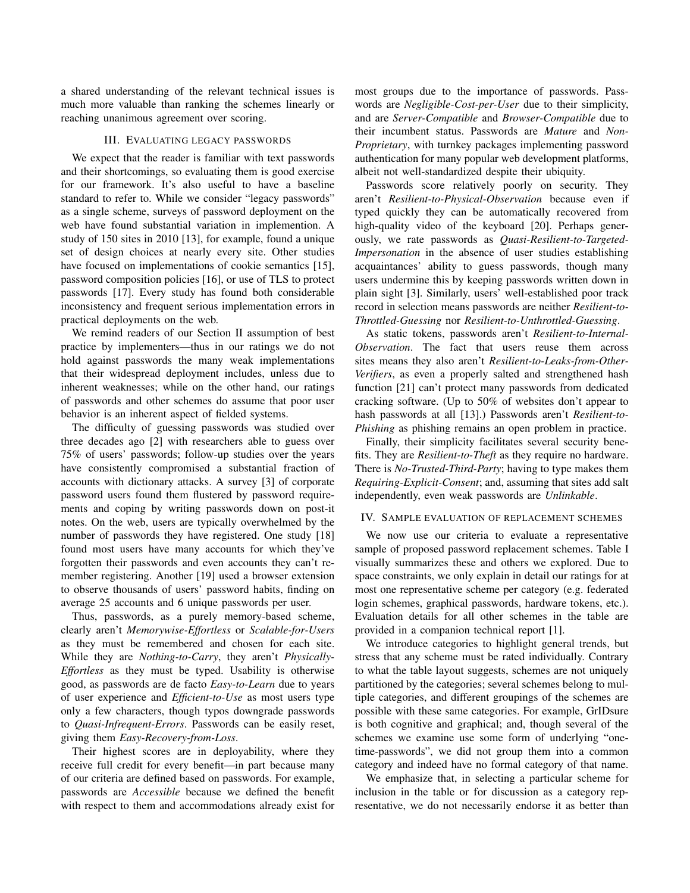a shared understanding of the relevant technical issues is much more valuable than ranking the schemes linearly or reaching unanimous agreement over scoring.

## III. Evaluating legacy passwords

We expect that the reader is familiar with text passwords and their shortcomings, so evaluating them is good exercise for our framework. It's also useful to have a baseline standard to refer to. While we consider "legacy passwords" as a single scheme, surveys of password deployment on the web have found substantial variation in implemention. A study of 150 sites in 2010 [13], for example, found a unique set of design choices at nearly every site. Other studies have focused on implementations of cookie semantics [15], password composition policies [16], or use of TLS to protect passwords [17]. Every study has found both considerable inconsistency and frequent serious implementation errors in practical deployments on the web.

We remind readers of our Section II assumption of best practice by implementers—thus in our ratings we do not hold against passwords the many weak implementations that their widespread deployment includes, unless due to inherent weaknesses; while on the other hand, our ratings of passwords and other schemes do assume that poor user behavior is an inherent aspect of fielded systems.

The difficulty of guessing passwords was studied over three decades ago [2] with researchers able to guess over 75% of users' passwords; follow-up studies over the years have consistently compromised a substantial fraction of accounts with dictionary attacks. A survey [3] of corporate password users found them flustered by password requirements and coping by writing passwords down on post-it notes. On the web, users are typically overwhelmed by the number of passwords they have registered. One study [18] found most users have many accounts for which they've forgotten their passwords and even accounts they can't remember registering. Another [19] used a browser extension to observe thousands of users' password habits, finding on average 25 accounts and 6 unique passwords per user.

Thus, passwords, as a purely memory-based scheme, clearly aren't *Memorywise-Effortless* or *Scalable-for-Users* as they must be remembered and chosen for each site. While they are *Nothing-to-Carry*, they aren't *Physically-Effortless* as they must be typed. Usability is otherwise good, as passwords are de facto *Easy-to-Learn* due to years of user experience and *Efficient-to-Use* as most users type only a few characters, though typos downgrade passwords to *Quasi-Infrequent-Errors*. Passwords can be easily reset, giving them *Easy-Recovery-from-Loss*.

Their highest scores are in deployability, where they receive full credit for every benefit—in part because many of our criteria are defined based on passwords. For example, passwords are *Accessible* because we defined the benefit with respect to them and accommodations already exist for most groups due to the importance of passwords. Passwords are *Negligible-Cost-per-User* due to their simplicity, and are *Server-Compatible* and *Browser-Compatible* due to their incumbent status. Passwords are *Mature* and *Non-Proprietary*, with turnkey packages implementing password authentication for many popular web development platforms, albeit not well-standardized despite their ubiquity.

Passwords score relatively poorly on security. They aren't *Resilient-to-Physical-Observation* because even if typed quickly they can be automatically recovered from high-quality video of the keyboard [20]. Perhaps generously, we rate passwords as *Quasi-Resilient-to-Targeted-Impersonation* in the absence of user studies establishing acquaintances' ability to guess passwords, though many users undermine this by keeping passwords written down in plain sight [3]. Similarly, users' well-established poor track record in selection means passwords are neither *Resilient-to-Throttled-Guessing* nor *Resilient-to-Unthrottled-Guessing*.

As static tokens, passwords aren't *Resilient-to-Internal-Observation*. The fact that users reuse them across sites means they also aren't *Resilient-to-Leaks-from-Other-Verifiers*, as even a properly salted and strengthened hash function [21] can't protect many passwords from dedicated cracking software. (Up to 50% of websites don't appear to hash passwords at all [13].) Passwords aren't *Resilient-to-Phishing* as phishing remains an open problem in practice.

Finally, their simplicity facilitates several security benefits. They are *Resilient-to-Theft* as they require no hardware. There is *No-Trusted-Third-Party*; having to type makes them *Requiring-Explicit-Consent*; and, assuming that sites add salt independently, even weak passwords are *Unlinkable*.

## IV. Sample evaluation of replacement schemes

We now use our criteria to evaluate a representative sample of proposed password replacement schemes. Table I visually summarizes these and others we explored. Due to space constraints, we only explain in detail our ratings for at most one representative scheme per category (e.g. federated login schemes, graphical passwords, hardware tokens, etc.). Evaluation details for all other schemes in the table are provided in a companion technical report [1].

We introduce categories to highlight general trends, but stress that any scheme must be rated individually. Contrary to what the table layout suggests, schemes are not uniquely partitioned by the categories; several schemes belong to multiple categories, and different groupings of the schemes are possible with these same categories. For example, GrIDsure is both cognitive and graphical; and, though several of the schemes we examine use some form of underlying "one-time-passwords", we did not group them into a common category and indeed have no formal category of that name.

We emphasize that, in selecting a particular scheme for inclusion in the table or for discussion as a category representative, we do not necessarily endorse it as better than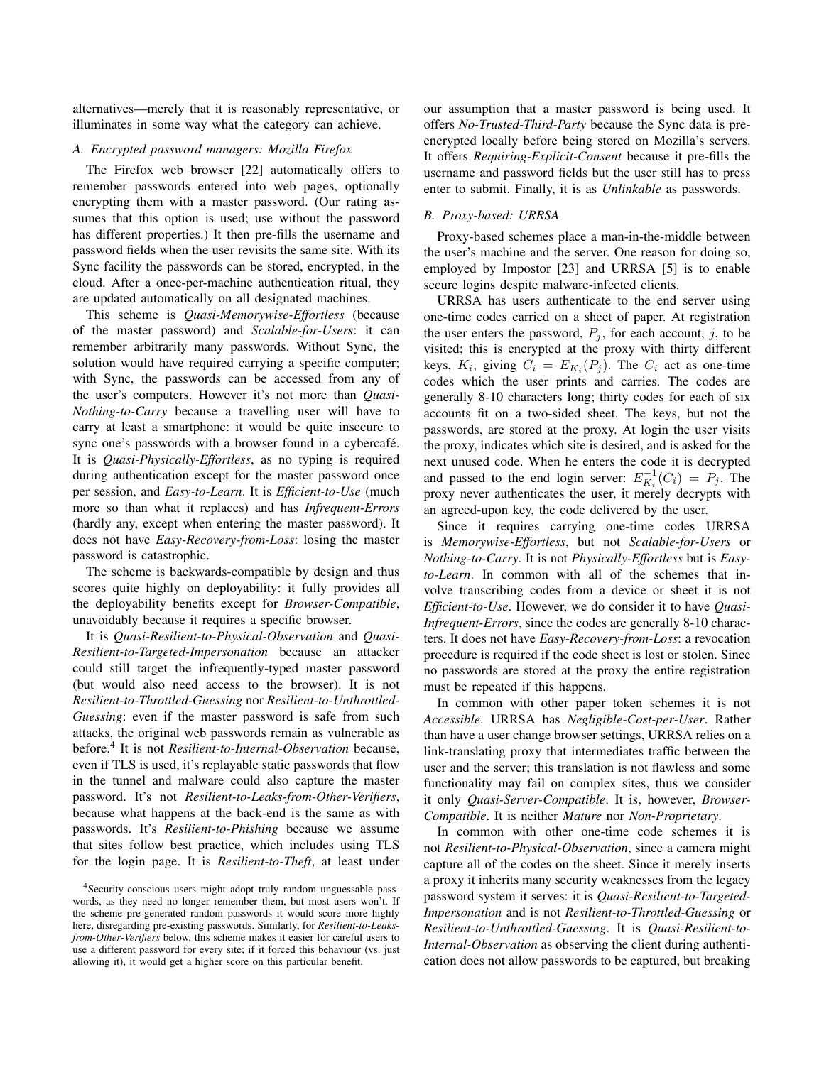alternatives—merely that it is reasonably representative, or illuminates in some way what the category can achieve.

### A. Encrypted password managers: Mozilla Firefox

The Firefox web browser [22] automatically offers to remember passwords entered into web pages, optionally encrypting them with a master password. (Our rating assumes that this option is used; use without the password has different properties.) It then pre-fills the username and password fields when the user revisits the same site. With its Sync facility the passwords can be stored, encrypted, in the cloud. After a once-per-machine authentication ritual, they are updated automatically on all designated machines.

This scheme is *Quasi-Memorywise-Effortless* (because of the master password) and *Scalable-for-Users*: it can remember arbitrarily many passwords. Without Sync, the solution would have required carrying a specific computer; with Sync, the passwords can be accessed from any of the user's computers. However it's not more than *Quasi-Nothing-to-Carry* because a travelling user will have to carry at least a smartphone: it would be quite insecure to sync one's passwords with a browser found in a cybercafé. It is *Quasi-Physically-Effortless*, as no typing is required during authentication except for the master password once per session, and *Easy-to-Learn*. It is *Efficient-to-Use* (much more so than what it replaces) and has *Infrequent-Errors* (hardly any, except when entering the master password). It does not have *Easy-Recovery-from-Loss*: losing the master password is catastrophic.

The scheme is backwards-compatible by design and thus scores quite highly on deployability: it fully provides all the deployability benefits except for *Browser-Compatible*, unavoidably because it requires a specific browser.

It is *Quasi-Resilient-to-Physical-Observation* and *Quasi-Resilient-to-Targeted-Impersonation* because an attacker could still target the infrequently-typed master password (but would also need access to the browser). It is not *Resilient-to-Throttled-Guessing* nor *Resilient-to-Unthrottled-Guessing*: even if the master password is safe from such attacks, the original web passwords remain as vulnerable as before.[4] It is not *Resilient-to-Internal-Observation* because, even if TLS is used, it's replayable static passwords that flow in the tunnel and malware could also capture the master password. It's not *Resilient-to-Leaks-from-Other-Verifiers*, because what happens at the back-end is the same as with passwords. It's *Resilient-to-Phishing* because we assume that sites follow best practice, which includes using TLS for the login page. It is *Resilient-to-Theft*, at least under our assumption that a master password is being used. It offers *No-Trusted-Third-Party* because the Sync data is pre-encrypted locally before being stored on Mozilla's servers. It offers *Requiring-Explicit-Consent* because it pre-fills the username and password fields but the user still has to press enter to submit. Finally, it is as *Unlinkable* as passwords.

### B. Proxy-based: URRSA

Proxy-based schemes place a man-in-the-middle between the user's machine and the server. One reason for doing so, employed by Impostor [23] and URRSA [5] is to enable secure logins despite malware-infected clients.

URRSA has users authenticate to the end server using one-time codes carried on a sheet of paper. At registration the user enters the password, $P_j$, for each account, $j$, to be visited; this is encrypted at the proxy with thirty different keys, $K_i$, giving $C_i = E_{K_i}(P_j)$. The $C_i$ act as one-time codes which the user prints and carries. The codes are generally 8-10 characters long; thirty codes for each of six accounts fit on a two-sided sheet. The keys, but not the passwords, are stored at the proxy. At login the user visits the proxy, indicates which site is desired, and is asked for the next unused code. When he enters the code it is decrypted and passed to the end login server: $E^{-1}_{K_i}(C_i) = P_j$. The proxy never authenticates the user, it merely decrypts with an agreed-upon key, the code delivered by the user.

Since it requires carrying one-time codes URRSA is *Memorywise-Effortless*, but not *Scalable-for-Users* or *Nothing-to-Carry*. It is not *Physically-Effortless* but is *Easy-to-Learn*. In common with all of the schemes that involve transcribing codes from a device or sheet it is not *Efficient-to-Use*. However, we do consider it to have *Quasi-Infrequent-Errors*, since the codes are generally 8-10 characters. It does not have *Easy-Recovery-from-Loss*: a revocation procedure is required if the code sheet is lost or stolen. Since no passwords are stored at the proxy the entire registration must be repeated if this happens.

In common with other paper token schemes it is not *Accessible*. URRSA has *Negligible-Cost-per-User*. Rather than have a user change browser settings, URRSA relies on a link-translating proxy that intermediates traffic between the user and the server; this translation is not flawless and some functionality may fail on complex sites, thus we consider it only *Quasi-Server-Compatible*. It is, however, *Browser-Compatible*. It is neither *Mature* nor *Non-Proprietary*.

In common with other one-time code schemes it is not *Resilient-to-Physical-Observation*, since a camera might capture all of the codes on the sheet. Since it merely inserts a proxy it inherits many security weaknesses from the legacy password system it serves: it is *Quasi-Resilient-to-Targeted-Impersonation* and is not *Resilient-to-Throttled-Guessing* or *Resilient-to-Unthrottled-Guessing*. It is *Quasi-Resilient-to-Internal-Observation* as observing the client during authentication does not allow passwords to be captured, but breaking

[4] Security-conscious users might adopt truly random unguessable passwords, as they need no longer remember them, but most users won't. If the scheme pre-generated random passwords it would score more highly here, disregarding pre-existing passwords. Similarly, for *Resilient-to-Leaks-from-Other-Verifiers* below, this scheme makes it easier for careful users to use a different password for every site; if it forced this behaviour (vs. just allowing it), it would get a higher score on this particular benefit.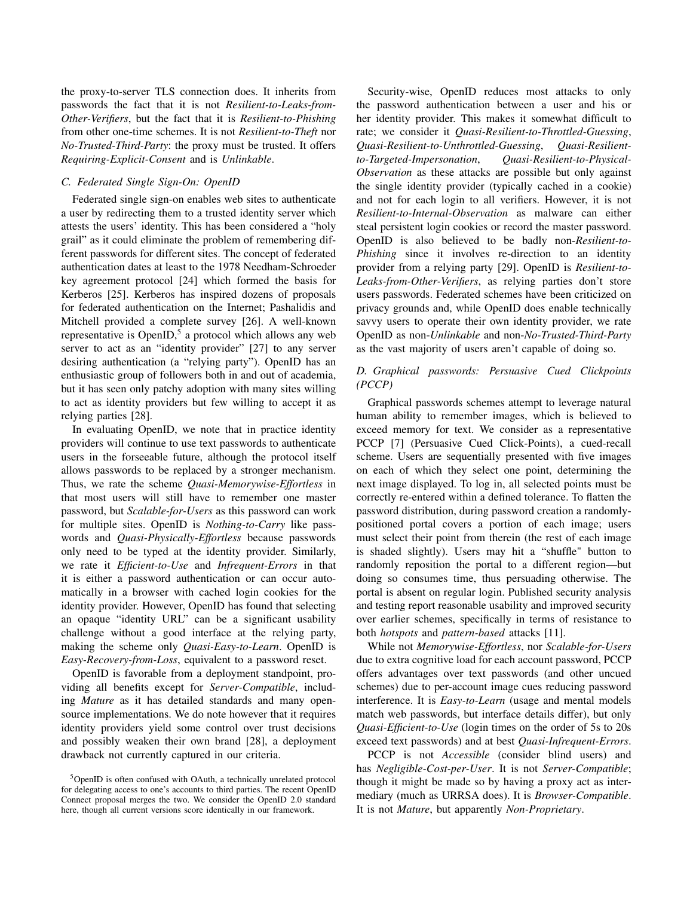the proxy-to-server TLS connection does. It inherits from passwords the fact that it is not *Resilient-to-Leaks-from-Other-Verifiers*, but the fact that it is *Resilient-to-Phishing* from other one-time schemes. It is not *Resilient-to-Theft* nor *No-Trusted-Third-Party*: the proxy must be trusted. It offers *Requiring-Explicit-Consent* and is *Unlinkable*.

### C. Federated Single Sign-On: OpenID

Federated single sign-on enables web sites to authenticate a user by redirecting them to a trusted identity server which attests the users' identity. This has been considered a "holy grail" as it could eliminate the problem of remembering different passwords for different sites. The concept of federated authentication dates at least to the 1978 Needham-Schroeder key agreement protocol [24] which formed the basis for Kerberos [25]. Kerberos has inspired dozens of proposals for federated authentication on the Internet; Pashalidis and Mitchell provided a complete survey [26]. A well-known representative is OpenID,[5] a protocol which allows any web server to act as an "identity provider" [27] to any server desiring authentication (a "relying party"). OpenID has an enthusiastic group of followers both in and out of academia, but it has seen only patchy adoption with many sites willing to act as identity providers but few willing to accept it as relying parties [28].

In evaluating OpenID, we note that in practice identity providers will continue to use text passwords to authenticate users in the forseeable future, although the protocol itself allows passwords to be replaced by a stronger mechanism. Thus, we rate the scheme *Quasi-Memorywise-Effortless* in that most users will still have to remember one master password, but *Scalable-for-Users* as this password can work for multiple sites. OpenID is *Nothing-to-Carry* like passwords and *Quasi-Physically-Effortless* because passwords only need to be typed at the identity provider. Similarly, we rate it *Efficient-to-Use* and *Infrequent-Errors* in that it is either a password authentication or can occur automatically in a browser with cached login cookies for the identity provider. However, OpenID has found that selecting an opaque "identity URL" can be a significant usability challenge without a good interface at the relying party, making the scheme only *Quasi-Easy-to-Learn*. OpenID is *Easy-Recovery-from-Loss*, equivalent to a password reset.

OpenID is favorable from a deployment standpoint, providing all benefits except for *Server-Compatible*, including *Mature* as it has detailed standards and many open-source implementations. We do note however that it requires identity providers yield some control over trust decisions and possibly weaken their own brand [28], a deployment drawback not currently captured in our criteria.

[5] OpenID is often confused with OAuth, a technically unrelated protocol for delegating access to one's accounts to third parties. The recent OpenID Connect proposal merges the two. We consider the OpenID 2.0 standard here, though all current versions score identically in our framework.

Security-wise, OpenID reduces most attacks to only the password authentication between a user and his or her identity provider. This makes it somewhat difficult to rate; we consider it *Quasi-Resilient-to-Throttled-Guessing*, *Quasi-Resilient-to-Unthrottled-Guessing*, *Quasi-Resilient-to-Targeted-Impersonation*, *Quasi-Resilient-to-Physical-Observation* as these attacks are possible but only against the single identity provider (typically cached in a cookie) and not for each login to all verifiers. However, it is not *Resilient-to-Internal-Observation* as malware can either steal persistent login cookies or record the master password. OpenID is also believed to be badly non-*Resilient-to-Phishing* since it involves re-direction to an identity provider from a relying party [29]. OpenID is *Resilient-to-Leaks-from-Other-Verifiers*, as relying parties don't store users passwords. Federated schemes have been criticized on privacy grounds and, while OpenID does enable technically savvy users to operate their own identity provider, we rate OpenID as non-*Unlinkable* and non-*No-Trusted-Third-Party* as the vast majority of users aren't capable of doing so.

### D. Graphical passwords: Persuasive Cued Clickpoints (PCCP)

Graphical passwords schemes attempt to leverage natural human ability to remember images, which is believed to exceed memory for text. We consider as a representative PCCP [7] (Persuasive Cued Click-Points), a cued-recall scheme. Users are sequentially presented with five images on each of which they select one point, determining the next image displayed. To log in, all selected points must be correctly re-entered within a defined tolerance. To flatten the password distribution, during password creation a randomly-positioned portal covers a portion of each image; users must select their point from therein (the rest of each image is shaded slightly). Users may hit a "shuffle" button to randomly reposition the portal to a different region—but doing so consumes time, thus persuading otherwise. The portal is absent on regular login. Published security analysis and testing report reasonable usability and improved security over earlier schemes, specifically in terms of resistance to both *hotspots* and *pattern-based* attacks [11].

While not *Memorywise-Effortless*, nor *Scalable-for-Users* due to extra cognitive load for each account password, PCCP offers advantages over text passwords (and other uncued schemes) due to per-account image cues reducing password interference. It is *Easy-to-Learn* (usage and mental models match web passwords, but interface details differ), but only *Quasi-Efficient-to-Use* (login times on the order of 5s to 20s exceed text passwords) and at best *Quasi-Infrequent-Errors*.

PCCP is not *Accessible* (consider blind users) and has *Negligible-Cost-per-User*. It is not *Server-Compatible*; though it might be made so by having a proxy act as intermediary (much as URRSA does). It is *Browser-Compatible*. It is not *Mature*, but apparently *Non-Proprietary*.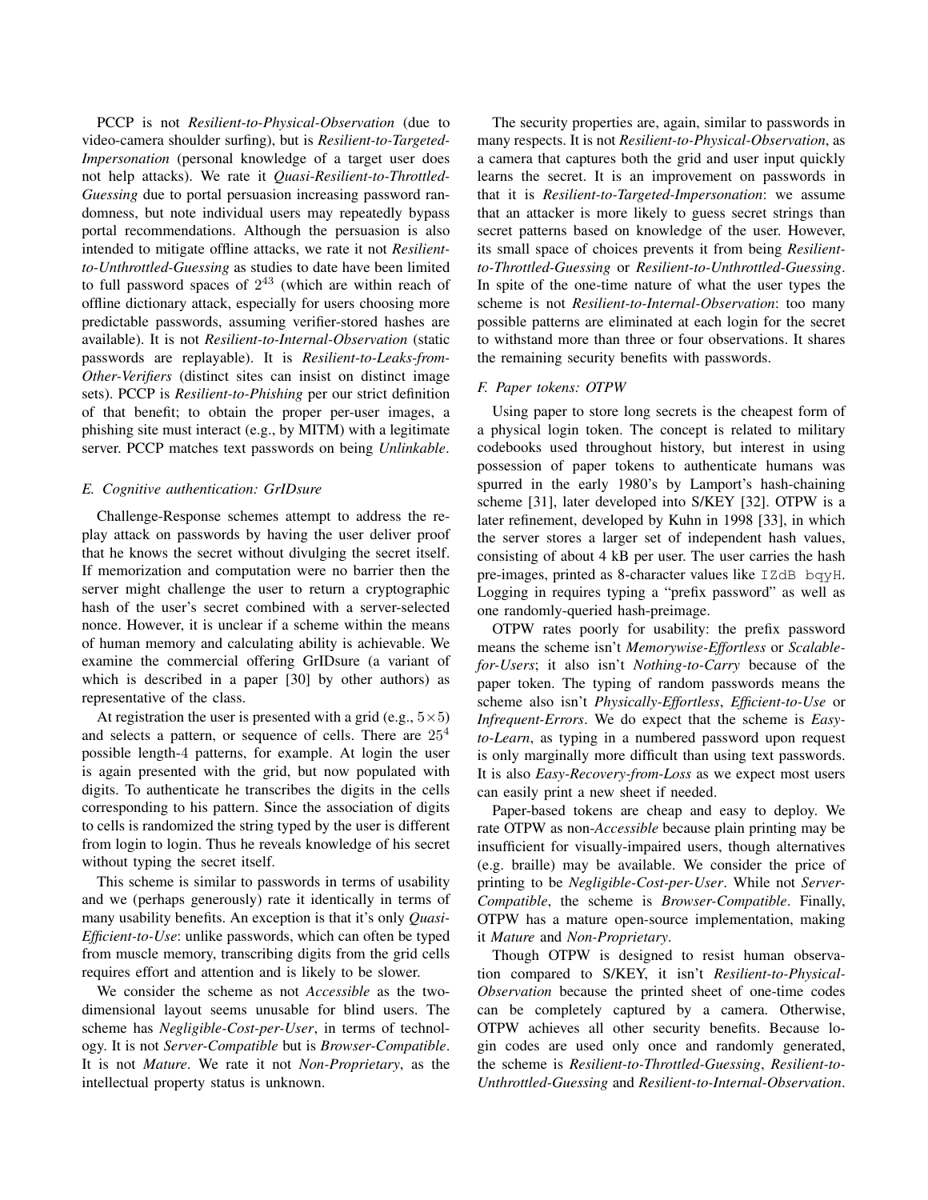PCCP is not *Resilient-to-Physical-Observation* (due to video-camera shoulder surfing), but is *Resilient-to-Targeted-Impersonation* (personal knowledge of a target user does not help attacks). We rate it *Quasi-Resilient-to-Throttled-Guessing* due to portal persuasion increasing password randomness, but note individual users may repeatedly bypass portal recommendations. Although the persuasion is also intended to mitigate offline attacks, we rate it not *Resilient-to-Unthrottled-Guessing* as studies to date have been limited to full password spaces of $2^{43}$ (which are within reach of offline dictionary attack, especially for users choosing more predictable passwords, assuming verifier-stored hashes are available). It is not *Resilient-to-Internal-Observation* (static passwords are replayable). It is *Resilient-to-Leaks-from-Other-Verifiers* (distinct sites can insist on distinct image sets). PCCP is *Resilient-to-Phishing* per our strict definition of that benefit; to obtain the proper per-user images, a phishing site must interact (e.g., by MITM) with a legitimate server. PCCP matches text passwords on being *Unlinkable*.

### E. Cognitive authentication: GrIDsure

Challenge-Response schemes attempt to address the replay attack on passwords by having the user deliver proof that he knows the secret without divulging the secret itself. If memorization and computation were no barrier then the server might challenge the user to return a cryptographic hash of the user's secret combined with a server-selected nonce. However, it is unclear if a scheme within the means of human memory and calculating ability is achievable. We examine the commercial offering GrIDsure (a variant of which is described in a paper [30] by other authors) as representative of the class.

At registration the user is presented with a grid (e.g., $5\times5$) and selects a pattern, or sequence of cells. There are $25^4$ possible length-$4$ patterns, for example. At login the user is again presented with the grid, but now populated with digits. To authenticate he transcribes the digits in the cells corresponding to his pattern. Since the association of digits to cells is randomized the string typed by the user is different from login to login. Thus he reveals knowledge of his secret without typing the secret itself.

This scheme is similar to passwords in terms of usability and we (perhaps generously) rate it identically in terms of many usability benefits. An exception is that it's only *Quasi-Efficient-to-Use*: unlike passwords, which can often be typed from muscle memory, transcribing digits from the grid cells requires effort and attention and is likely to be slower.

We consider the scheme as not *Accessible* as the two-dimensional layout seems unusable for blind users. The scheme has *Negligible-Cost-per-User*, in terms of technology. It is not *Server-Compatible* but is *Browser-Compatible*. It is not *Mature*. We rate it not *Non-Proprietary*, as the intellectual property status is unknown.

The security properties are, again, similar to passwords in many respects. It is not *Resilient-to-Physical-Observation*, as a camera that captures both the grid and user input quickly learns the secret. It is an improvement on passwords in that it is *Resilient-to-Targeted-Impersonation*: we assume that an attacker is more likely to guess secret strings than secret patterns based on knowledge of the user. However, its small space of choices prevents it from being *Resilient-to-Throttled-Guessing* or *Resilient-to-Unthrottled-Guessing*. In spite of the one-time nature of what the user types the scheme is not *Resilient-to-Internal-Observation*: too many possible patterns are eliminated at each login for the secret to withstand more than three or four observations. It shares the remaining security benefits with passwords.

### F. Paper tokens: OTPW

Using paper to store long secrets is the cheapest form of a physical login token. The concept is related to military codebooks used throughout history, but interest in using possession of paper tokens to authenticate humans was spurred in the early 1980's by Lamport's hash-chaining scheme [31], later developed into S/KEY [32]. OTPW is a later refinement, developed by Kuhn in 1998 [33], in which the server stores a larger set of independent hash values, consisting of about 4 kB per user. The user carries the hash pre-images, printed as 8-character values like `IZdB bqyH`. Logging in requires typing a "prefix password" as well as one randomly-queried hash-preimage.

OTPW rates poorly for usability: the prefix password means the scheme isn't *Memorywise-Effortless* or *Scalable-for-Users*; it also isn't *Nothing-to-Carry* because of the paper token. The typing of random passwords means the scheme also isn't *Physically-Effortless*, *Efficient-to-Use* or *Infrequent-Errors*. We do expect that the scheme is *Easy-to-Learn*, as typing in a numbered password upon request is only marginally more difficult than using text passwords. It is also *Easy-Recovery-from-Loss* as we expect most users can easily print a new sheet if needed.

Paper-based tokens are cheap and easy to deploy. We rate OTPW as non-*Accessible* because plain printing may be insufficient for visually-impaired users, though alternatives (e.g. braille) may be available. We consider the price of printing to be *Negligible-Cost-per-User*. While not *Server-Compatible*, the scheme is *Browser-Compatible*. Finally, OTPW has a mature open-source implementation, making it *Mature* and *Non-Proprietary*.

Though OTPW is designed to resist human observation compared to S/KEY, it isn't *Resilient-to-Physical-Observation* because the printed sheet of one-time codes can be completely captured by a camera. Otherwise, OTPW achieves all other security benefits. Because login codes are used only once and randomly generated, the scheme is *Resilient-to-Throttled-Guessing*, *Resilient-to-Unthrottled-Guessing* and *Resilient-to-Internal-Observation*.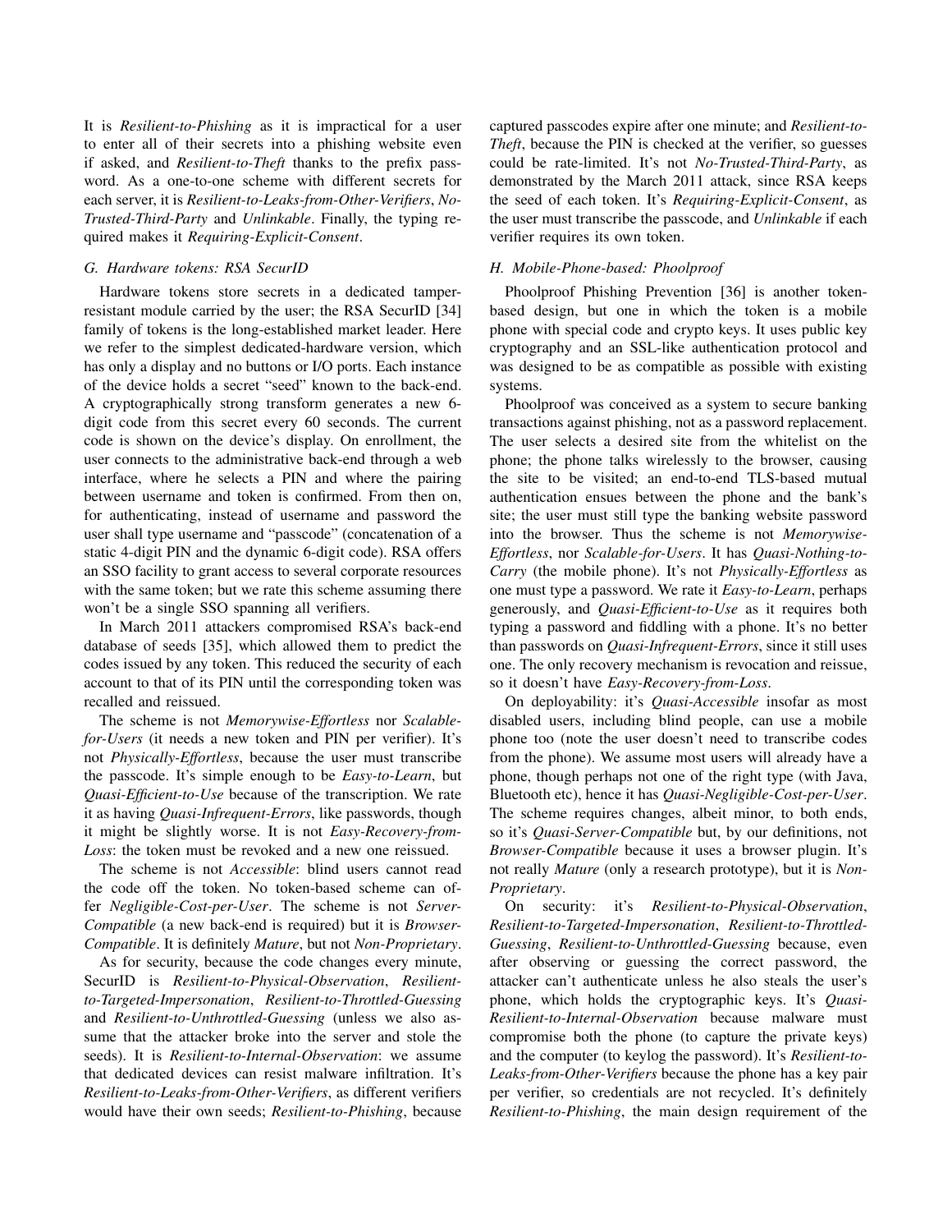It is *Resilient-to-Phishing* as it is impractical for a user to enter all of their secrets into a phishing website even if asked, and *Resilient-to-Theft* thanks to the prefix password. As a one-to-one scheme with different secrets for each server, it is *Resilient-to-Leaks-from-Other-Verifiers*, *No-Trusted-Third-Party* and *Unlinkable*. Finally, the typing required makes it *Requiring-Explicit-Consent*.

### G. Hardware tokens: RSA SecurID

Hardware tokens store secrets in a dedicated tamper-resistant module carried by the user; the RSA SecurID [34] family of tokens is the long-established market leader. Here we refer to the simplest dedicated-hardware version, which has only a display and no buttons or I/O ports. Each instance of the device holds a secret "seed" known to the back-end. A cryptographically strong transform generates a new 6-digit code from this secret every 60 seconds. The current code is shown on the device's display. On enrollment, the user connects to the administrative back-end through a web interface, where he selects a PIN and where the pairing between username and token is confirmed. From then on, for authenticating, instead of username and password the user shall type username and "passcode" (concatenation of a static 4-digit PIN and the dynamic 6-digit code). RSA offers an SSO facility to grant access to several corporate resources with the same token; but we rate this scheme assuming there won't be a single SSO spanning all verifiers.

In March 2011 attackers compromised RSA's back-end database of seeds [35], which allowed them to predict the codes issued by any token. This reduced the security of each account to that of its PIN until the corresponding token was recalled and reissued.

The scheme is not *Memorywise-Effortless* nor *Scalable-for-Users* (it needs a new token and PIN per verifier). It's not *Physically-Effortless*, because the user must transcribe the passcode. It's simple enough to be *Easy-to-Learn*, but *Quasi-Efficient-to-Use* because of the transcription. We rate it as having *Quasi-Infrequent-Errors*, like passwords, though it might be slightly worse. It is not *Easy-Recovery-from-Loss*: the token must be revoked and a new one reissued.

The scheme is not *Accessible*: blind users cannot read the code off the token. No token-based scheme can offer *Negligible-Cost-per-User*. The scheme is not *Server-Compatible* (a new back-end is required) but it is *Browser-Compatible*. It is definitely *Mature*, but not *Non-Proprietary*.

As for security, because the code changes every minute, SecurID is *Resilient-to-Physical-Observation*, *Resilient-to-Targeted-Impersonation*, *Resilient-to-Throttled-Guessing* and *Resilient-to-Unthrottled-Guessing* (unless we also assume that the attacker broke into the server and stole the seeds). It is *Resilient-to-Internal-Observation*: we assume that dedicated devices can resist malware infiltration. It's *Resilient-to-Leaks-from-Other-Verifiers*, as different verifiers would have their own seeds; *Resilient-to-Phishing*, because captured passcodes expire after one minute; and *Resilient-to-Theft*, because the PIN is checked at the verifier, so guesses could be rate-limited. It's not *No-Trusted-Third-Party*, as demonstrated by the March 2011 attack, since RSA keeps the seed of each token. It's *Requiring-Explicit-Consent*, as the user must transcribe the passcode, and *Unlinkable* if each verifier requires its own token.

### H. Mobile-Phone-based: Phoolproof

Phoolproof Phishing Prevention [36] is another token-based design, but one in which the token is a mobile phone with special code and crypto keys. It uses public key cryptography and an SSL-like authentication protocol and was designed to be as compatible as possible with existing systems.

Phoolproof was conceived as a system to secure banking transactions against phishing, not as a password replacement. The user selects a desired site from the whitelist on the phone; the phone talks wirelessly to the browser, causing the site to be visited; an end-to-end TLS-based mutual authentication ensues between the phone and the bank's site; the user must still type the banking website password into the browser. Thus the scheme is not *Memorywise-Effortless*, nor *Scalable-for-Users*. It has *Quasi-Nothing-to-Carry* (the mobile phone). It's not *Physically-Effortless* as one must type a password. We rate it *Easy-to-Learn*, perhaps generously, and *Quasi-Efficient-to-Use* as it requires both typing a password and fiddling with a phone. It's no better than passwords on *Quasi-Infrequent-Errors*, since it still uses one. The only recovery mechanism is revocation and reissue, so it doesn't have *Easy-Recovery-from-Loss*.

On deployability: it's *Quasi-Accessible* insofar as most disabled users, including blind people, can use a mobile phone too (note the user doesn't need to transcribe codes from the phone). We assume most users will already have a phone, though perhaps not one of the right type (with Java, Bluetooth etc), hence it has *Quasi-Negligible-Cost-per-User*. The scheme requires changes, albeit minor, to both ends, so it's *Quasi-Server-Compatible* but, by our definitions, not *Browser-Compatible* because it uses a browser plugin. It's not really *Mature* (only a research prototype), but it is *Non-Proprietary*.

On security: it's *Resilient-to-Physical-Observation*, *Resilient-to-Targeted-Impersonation*, *Resilient-to-Throttled-Guessing*, *Resilient-to-Unthrottled-Guessing* because, even after observing or guessing the correct password, the attacker can't authenticate unless he also steals the user's phone, which holds the cryptographic keys. It's *Quasi-Resilient-to-Internal-Observation* because malware must compromise both the phone (to capture the private keys) and the computer (to keylog the password). It's *Resilient-to-Leaks-from-Other-Verifiers* because the phone has a key pair per verifier, so credentials are not recycled. It's definitely *Resilient-to-Phishing*, the main design requirement of the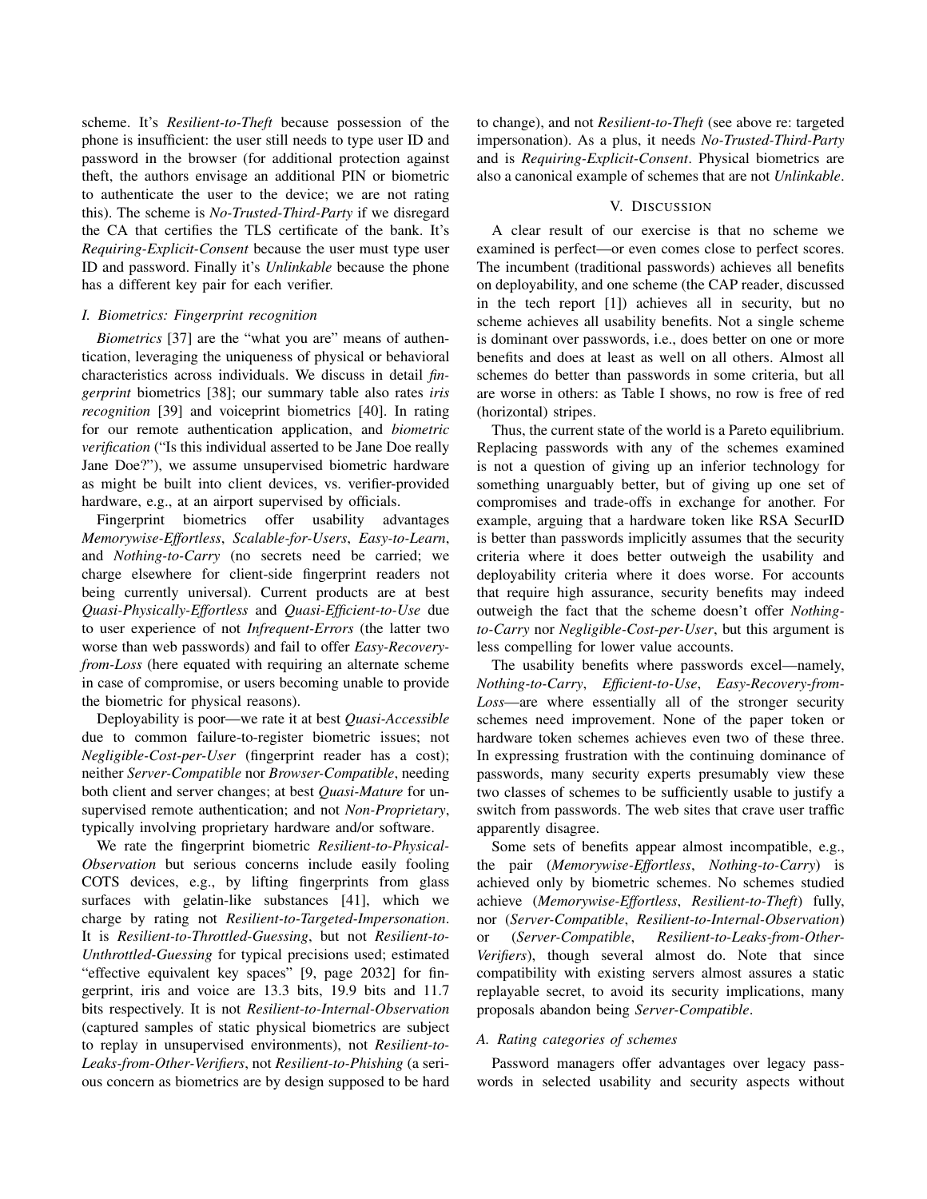scheme. It's *Resilient-to-Theft* because possession of the phone is insufficient: the user still needs to type user ID and password in the browser (for additional protection against theft, the authors envisage an additional PIN or biometric to authenticate the user to the device; we are not rating this). The scheme is *No-Trusted-Third-Party* if we disregard the CA that certifies the TLS certificate of the bank. It's *Requiring-Explicit-Consent* because the user must type user ID and password. Finally it's *Unlinkable* because the phone has a different key pair for each verifier.

### I. Biometrics: Fingerprint recognition

*Biometrics* [37] are the "what you are" means of authentication, leveraging the uniqueness of physical or behavioral characteristics across individuals. We discuss in detail *fingerprint* biometrics [38]; our summary table also rates *iris recognition* [39] and voiceprint biometrics [40]. In rating for our remote authentication application, and *biometric verification* ("Is this individual asserted to be Jane Doe really Jane Doe?"), we assume unsupervised biometric hardware as might be built into client devices, vs. verifier-provided hardware, e.g., at an airport supervised by officials.

Fingerprint biometrics offer usability advantages *Memorywise-Effortless*, *Scalable-for-Users*, *Easy-to-Learn*, and *Nothing-to-Carry* (no secrets need be carried; we charge elsewhere for client-side fingerprint readers not being currently universal). Current products are at best *Quasi-Physically-Effortless* and *Quasi-Efficient-to-Use* due to user experience of not *Infrequent-Errors* (the latter two worse than web passwords) and fail to offer *Easy-Recovery-from-Loss* (here equated with requiring an alternate scheme in case of compromise, or users becoming unable to provide the biometric for physical reasons).

Deployability is poor—we rate it at best *Quasi-Accessible* due to common failure-to-register biometric issues; not *Negligible-Cost-per-User* (fingerprint reader has a cost); neither *Server-Compatible* nor *Browser-Compatible*, needing both client and server changes; at best *Quasi-Mature* for unsupervised remote authentication; and not *Non-Proprietary*, typically involving proprietary hardware and/or software.

We rate the fingerprint biometric *Resilient-to-Physical-Observation* but serious concerns include easily fooling COTS devices, e.g., by lifting fingerprints from glass surfaces with gelatin-like substances [41], which we charge by rating not *Resilient-to-Targeted-Impersonation*. It is *Resilient-to-Throttled-Guessing*, but not *Resilient-to-Unthrottled-Guessing* for typical precisions used; estimated "effective equivalent key spaces" [9, page 2032] for fingerprint, iris and voice are 13.3 bits, 19.9 bits and 11.7 bits respectively. It is not *Resilient-to-Internal-Observation* (captured samples of static physical biometrics are subject to replay in unsupervised environments), not *Resilient-to-Leaks-from-Other-Verifiers*, not *Resilient-to-Phishing* (a serious concern as biometrics are by design supposed to be hard to change), and not *Resilient-to-Theft* (see above re: targeted impersonation). As a plus, it needs *No-Trusted-Third-Party* and is *Requiring-Explicit-Consent*. Physical biometrics are also a canonical example of schemes that are not *Unlinkable*.

## V. Discussion

A clear result of our exercise is that no scheme we examined is perfect—or even comes close to perfect scores. The incumbent (traditional passwords) achieves all benefits on deployability, and one scheme (the CAP reader, discussed in the tech report [1]) achieves all in security, but no scheme achieves all usability benefits. Not a single scheme is dominant over passwords, i.e., does better on one or more benefits and does at least as well on all others. Almost all schemes do better than passwords in some criteria, but all are worse in others: as Table I shows, no row is free of red (horizontal) stripes.

Thus, the current state of the world is a Pareto equilibrium. Replacing passwords with any of the schemes examined is not a question of giving up an inferior technology for something unarguably better, but of giving up one set of compromises and trade-offs in exchange for another. For example, arguing that a hardware token like RSA SecurID is better than passwords implicitly assumes that the security criteria where it does better outweigh the usability and deployability criteria where it does worse. For accounts that require high assurance, security benefits may indeed outweigh the fact that the scheme doesn't offer *Nothing-to-Carry* nor *Negligible-Cost-per-User*, but this argument is less compelling for lower value accounts.

The usability benefits where passwords excel—namely, *Nothing-to-Carry*, *Efficient-to-Use*, *Easy-Recovery-from-Loss*—are where essentially all of the stronger security schemes need improvement. None of the paper token or hardware token schemes achieves even two of these three. In expressing frustration with the continuing dominance of passwords, many security experts presumably view these two classes of schemes to be sufficiently usable to justify a switch from passwords. The web sites that crave user traffic apparently disagree.

Some sets of benefits appear almost incompatible, e.g., the pair (*Memorywise-Effortless*, *Nothing-to-Carry*) is achieved only by biometric schemes. No schemes studied achieve (*Memorywise-Effortless*, *Resilient-to-Theft*) fully, nor (*Server-Compatible*, *Resilient-to-Internal-Observation*) or (*Server-Compatible*, *Resilient-to-Leaks-from-Other-Verifiers*), though several almost do. Note that since compatibility with existing servers almost assures a static replayable secret, to avoid its security implications, many proposals abandon being *Server-Compatible*.

### A. Rating categories of schemes

Password managers offer advantages over legacy passwords in selected usability and security aspects without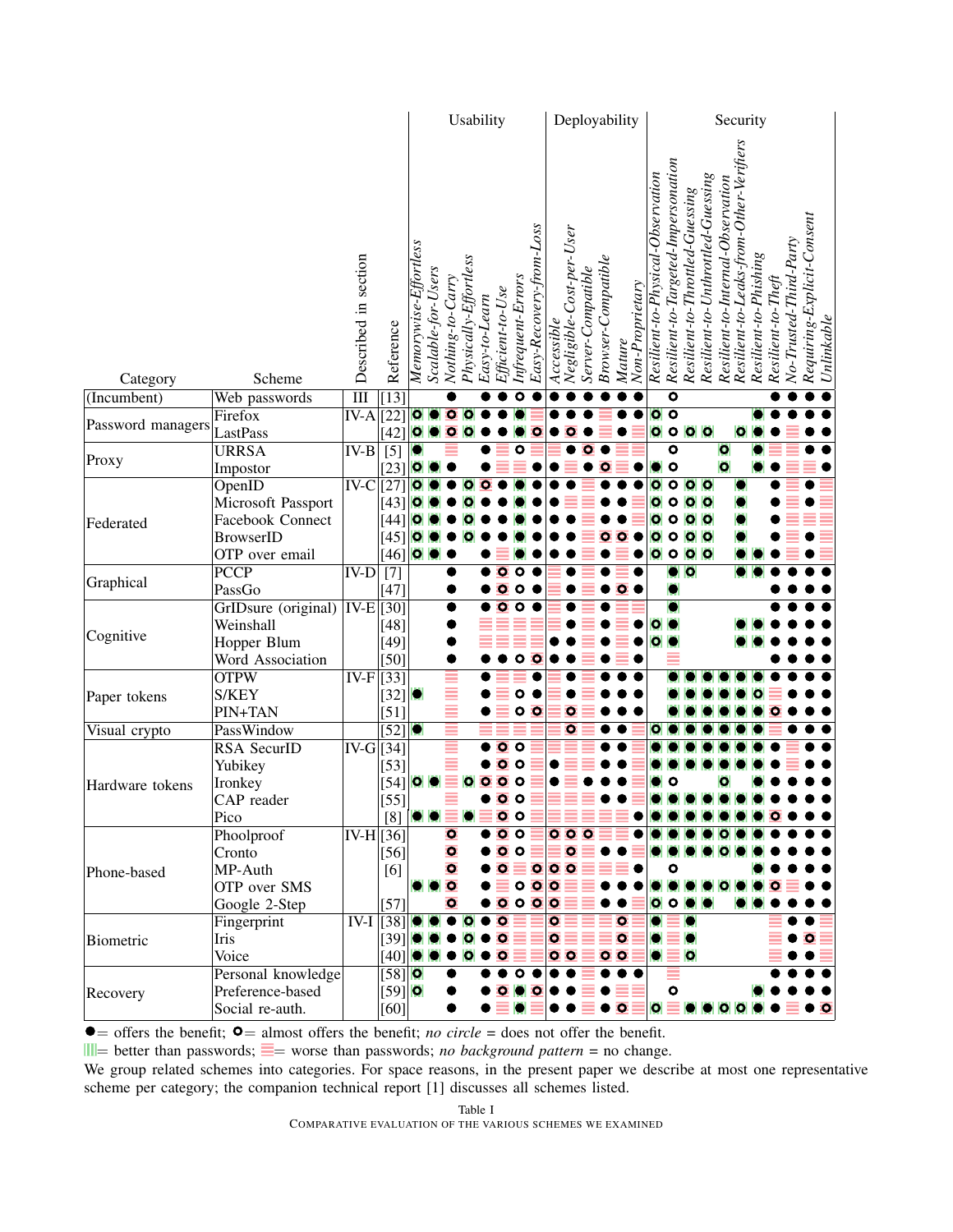| | | | | Usability | | | | | | | | Deployability | | | | | | Security | | | | | | | | | | |
|---|---|---|---|---|---|---|---|---|---|---|---|---|---|---|---|---|---|---|---|---|---|---|---|---|---|---|---|---|
| Category | Scheme | Described in section | Reference | *Memorywise-Effortless* | *Scalable-for-Users* | *Nothing-to-Carry* | *Physically-Effortless* | *Easy-to-Learn* | *Efficient-to-Use* | *Infrequent-Errors* | *Easy-Recovery-from-Loss* | *Accessible* | *Negligible-Cost-per-User* | *Server-Compatible* | *Browser-Compatible* | *Mature* | *Non-Proprietary* | *Resilient-to-Physical-Observation* | *Resilient-to-Targeted-Impersonation* | *Resilient-to-Throttled-Guessing* | *Resilient-to-Unthrottled-Guessing* | *Resilient-to-Internal-Observation* | *Resilient-to-Leaks-from-Other-Verifiers* | *Resilient-to-Phishing* | *Resilient-to-Theft* | *No-Trusted-Third-Party* | *Requiring-Explicit-Consent* | *Unlinkable* |
| (Incumbent) | Web passwords | III | [13] | | | ● | | ● | ● | ○ | ● | ● | ● | ● | ● | ● | ● | | ○ | | | | | | ● | ● | ● | ● |
| Password managers | Firefox | IV-A | [22] | ○‖ | ●‖ | ○‖ | ○‖ | ● | ● | ●‖ | ≡ | ● | ● | ● | ● | ● | ● | ○‖ | ○ | | | | | ●‖ | ● | ● | ● | ● |
| | LastPass | | [42] | ○‖ | ●‖ | ○‖ | ○‖ | ● | ● | ●‖ | ○‖ | ● | ○≡ | ● | ≡ | ● | ≡ | ○‖ | ○ | ○‖ | ○‖ | | ○‖ | ●‖ | ● | ≡ | ● | ● |
| Proxy | URRSA | IV-B | [5] | ●‖ | | ≡ | | ● | ≡ | ○ | ≡ | ≡ | ● | ○≡ | ● | ≡ | ≡ | | ○ | | | ○‖ | | ●‖ | ≡ | ≡ | ● | ● |
| | Impostor | | [23] | ○‖ | ●‖ | ● | | ● | ≡ | ≡ | ● | ● | ≡ | ● | ○≡ | ≡ | ● | ●‖ | ○ | | | ○‖ | | ●‖ | ● | ≡ | ≡ | ● |
| Federated | OpenID | IV-C | [27] | ○‖ | ●‖ | ● | ○‖ | ○≡ | ● | ●‖ | ● | ● | ● | ≡ | ● | ● | ● | ○‖ | ○ | ○‖ | ○‖ | | ●‖ | | ● | ≡ | ● | ≡ |
| | Microsoft Passport | | [43] | ○‖ | ●‖ | ● | ○‖ | ● | ● | ●‖ | ● | ● | ≡ | ≡ | ● | ● | ≡ | ○‖ | ○ | ○‖ | ○‖ | | ●‖ | | ● | ≡ | ● | ≡ |
| | Facebook Connect | | [44] | ○‖ | ●‖ | ● | ○‖ | ● | ● | ●‖ | ● | ● | ● | ≡ | ● | ● | ≡ | ○‖ | ○ | ○‖ | ○‖ | | ●‖ | | ● | ≡ | ≡ | ≡ |
| | BrowserID | | [45] | ○‖ | ●‖ | ● | ○‖ | ● | ● | ●‖ | ● | ● | ● | ≡ | ○≡ | ○≡ | ● | ○‖ | ○ | ○‖ | ○‖ | | ●‖ | | ● | ≡ | ● | ≡ |
| | OTP over email | | [46] | ○‖ | ●‖ | ● | | ● | ≡ | ●‖ | ● | ● | ● | ≡ | ● | ≡ | ● | ○‖ | ○ | ○‖ | ○‖ | | ●‖ | ●‖ | ● | ≡ | ● | ≡ |
| Graphical | PCCP | IV-D | [7] | | | ● | | ● | ○≡ | ○ | ● | ≡ | ● | ≡ | ● | ≡ | ● | | ●‖ | ○‖ | | | ●‖ | ●‖ | ● | ● | ● | ● |
| | PassGo | | [47] | | | ● | | ● | ○≡ | ○ | ● | ≡ | ● | ≡ | ● | ○≡ | ● | | ●‖ | | | | | | ● | ● | ● | ● |
| Cognitive | GrIDsure (original) | IV-E | [30] | | | ● | | ● | ○≡ | ○ | ● | ≡ | ● | ≡ | ● | ≡ | ≡ | | ●‖ | | | | | | ● | ● | ● | ● |
| | Weinshall | | [48] | | | ● | | ≡ | ≡ | ≡ | ≡ | ≡ | ● | ≡ | ● | ≡ | ● | ○‖ | ●‖ | | | | ●‖ | ●‖ | ● | ● | ● | ● |
| | Hopper Blum | | [49] | | | ● | | ≡ | ≡ | ≡ | ≡ | ● | ● | ≡ | ● | ≡ | ● | ○‖ | ●‖ | | | | ●‖ | ●‖ | ● | ● | ● | ● |
| | Word Association | | [50] | | | ● | | ● | ● | ○ | ○‖ | ● | ● | ≡ | ● | ≡ | ● | | ≡ | | | | | | ● | ● | ● | ● |
| Paper tokens | OTPW | IV-F | [33] | | | ≡ | | ● | ≡ | ≡ | ● | ≡ | ● | ≡ | ● | ● | ● | | ●‖ | ●‖ | ●‖ | ●‖ | ●‖ | ●‖ | ● | ● | ● | ● |
| | S/KEY | | [32] | ●‖ | | ≡ | | ● | ≡ | ○ | ● | ≡ | ● | ≡ | ● | ● | ● | | ●‖ | ●‖ | ●‖ | ●‖ | ●‖ | ○‖ | ● | ● | ● | ● |
| | PIN+TAN | | [51] | | | ≡ | | ● | ≡ | ○ | ○‖ | ≡ | ○≡ | ≡ | ● | ● | ● | | ●‖ | ●‖ | ●‖ | ●‖ | ●‖ | ●‖ | ○≡ | ● | ● | ● |
| Visual crypto | PassWindow | | [52] | ●‖ | | ≡ | | ≡ | ≡ | ≡ | ≡ | ≡ | ○≡ | ≡ | ● | ● | ≡ | ○‖ | ●‖ | ●‖ | ●‖ | ●‖ | ●‖ | ●‖ | ≡ | ● | ● | ● |
| Hardware tokens | RSA SecurID | IV-G | [34] | | | ≡ | | ● | ○≡ | ○ | ≡ | ≡ | ≡ | ≡ | ● | ● | ≡ | ●‖ | ●‖ | ●‖ | ●‖ | ●‖ | ●‖ | ●‖ | ● | ≡ | ● | ● |
| | Yubikey | | [53] | | | ≡ | | ● | ○≡ | ○ | ≡ | ● | ≡ | ≡ | ● | ● | ≡ | ●‖ | ●‖ | ●‖ | ●‖ | ●‖ | ●‖ | ●‖ | ● | ≡ | ● | ● |
| | Ironkey | | [54] | ○‖ | ●‖ | ≡ | ○‖ | ○≡ | ○≡ | ○ | ≡ | ● | ≡ | ● | ● | ● | ≡ | ●‖ | ○ | | | ○‖ | | ●‖ | ● | ● | ● | ● |
| | CAP reader | | [55] | | | ≡ | | ● | ○≡ | ○ | ≡ | ≡ | ≡ | ≡ | ● | ● | ≡ | ●‖ | ●‖ | ●‖ | ●‖ | ●‖ | ●‖ | ●‖ | ● | ● | ● | ● |
| | Pico | | [8] | ●‖ | ●‖ | ≡ | ●‖ | ≡ | ○≡ | ○ | ≡ | ≡ | ≡ | ≡ | ≡ | ≡ | ● | ●‖ | ●‖ | ●‖ | ●‖ | ●‖ | ●‖ | ●‖ | ○≡ | ● | ● | ● |
| Phone-based | Phoolproof | IV-H | [36] | | | ○≡ | | ● | ○≡ | ○ | ≡ | ○≡ | ○≡ | ○≡ | ≡ | ≡ | ● | ●‖ | ●‖ | ●‖ | ●‖ | ○‖ | ●‖ | ●‖ | ● | ● | ● | ● |
| | Cronto | | [56] | | | ○≡ | | ● | ○≡ | ○ | ≡ | ≡ | ○≡ | ≡ | ● | ● | ≡ | ●‖ | ●‖ | ●‖ | ●‖ | ○‖ | ●‖ | ●‖ | ● | ● | ● | ● |
| | MP-Auth | | [6] | | | ○≡ | | ● | ○≡ | ○ | ○≡ | ○≡ | ○≡ | ≡ | ≡ | ≡ | ● | | ○ | | | | | ●‖ | ● | ● | ● | ● |
| | OTP over SMS | | | ●‖ | ●‖ | ○≡ | | ● | ≡ | ○ | ○≡ | ○≡ | ≡ | ≡ | ● | ● | ● | ●‖ | ●‖ | ●‖ | ●‖ | ○‖ | ●‖ | ●‖ | ○≡ | ● | ● | ● |
| | Google 2-Step | | [57] | | | ○≡ | | ● | ○≡ | ○ | ○≡ | ○≡ | ≡ | ≡ | ● | ● | ≡ | ○‖ | ○ | ●‖ | ●‖ | | ●‖ | ●‖ | ● | ● | ● | ● |
| Biometric | Fingerprint | IV-I | [38] | ●‖ | ●‖ | ● | ○‖ | ● | ○≡ | ≡ | ≡ | ○≡ | ≡ | ≡ | ≡ | ○≡ | ≡ | ●‖ | ≡ | ●‖ | | | | | ≡ | ● | ● | ≡ |
| | Iris | | [39] | ●‖ | ●‖ | ● | ○‖ | ● | ○≡ | ≡ | ≡ | ○≡ | ≡ | ≡ | ≡ | ○≡ | ≡ | ●‖ | ≡ | ●‖ | | | | | ≡ | ● | ○≡ | ≡ |
| | Voice | | [40] | ●‖ | ●‖ | ● | ○‖ | ● | ○≡ | ≡ | ≡ | ○≡ | ○≡ | ≡ | ○≡ | ○≡ | ≡ | ●‖ | ≡ | ○‖ | | | | | ≡ | ● | ● | ≡ |
| Recovery | Personal knowledge | | [58] | ○‖ | | ● | | ● | ● | ○ | ● | ● | ● | ≡ | ● | ● | ● | | ≡ | | | | | | ● | ● | ● | ● |
| | Preference-based | | [59] | ○‖ | | ● | | ● | ● | ○‖ | ○‖ | ● | ● | ≡ | ● | ≡ | ≡ | | ○ | | | | | ●‖ | ● | ● | ● | ● |
| | Social re-auth. | | [60] | | | ● | | ● | ≡ | ●‖ | ≡ | ● | ● | ≡ | ● | ○≡ | ≡ | ○‖ | ≡ | ●‖ | ●‖ | ○‖ | ○‖ | ●‖ | ● | ≡ | ● | ○≡ |

● = offers the benefit; ○ = almost offers the benefit; *no circle* = does not offer the benefit.
‖ = better than passwords; ≡ = worse than passwords; *no background pattern* = no change.
We group related schemes into categories. For space reasons, in the present paper we describe at most one representative scheme per category; the companion technical report [1] discusses all schemes listed.

Table I
COMPARATIVE EVALUATION OF THE VARIOUS SCHEMES WE EXAMINED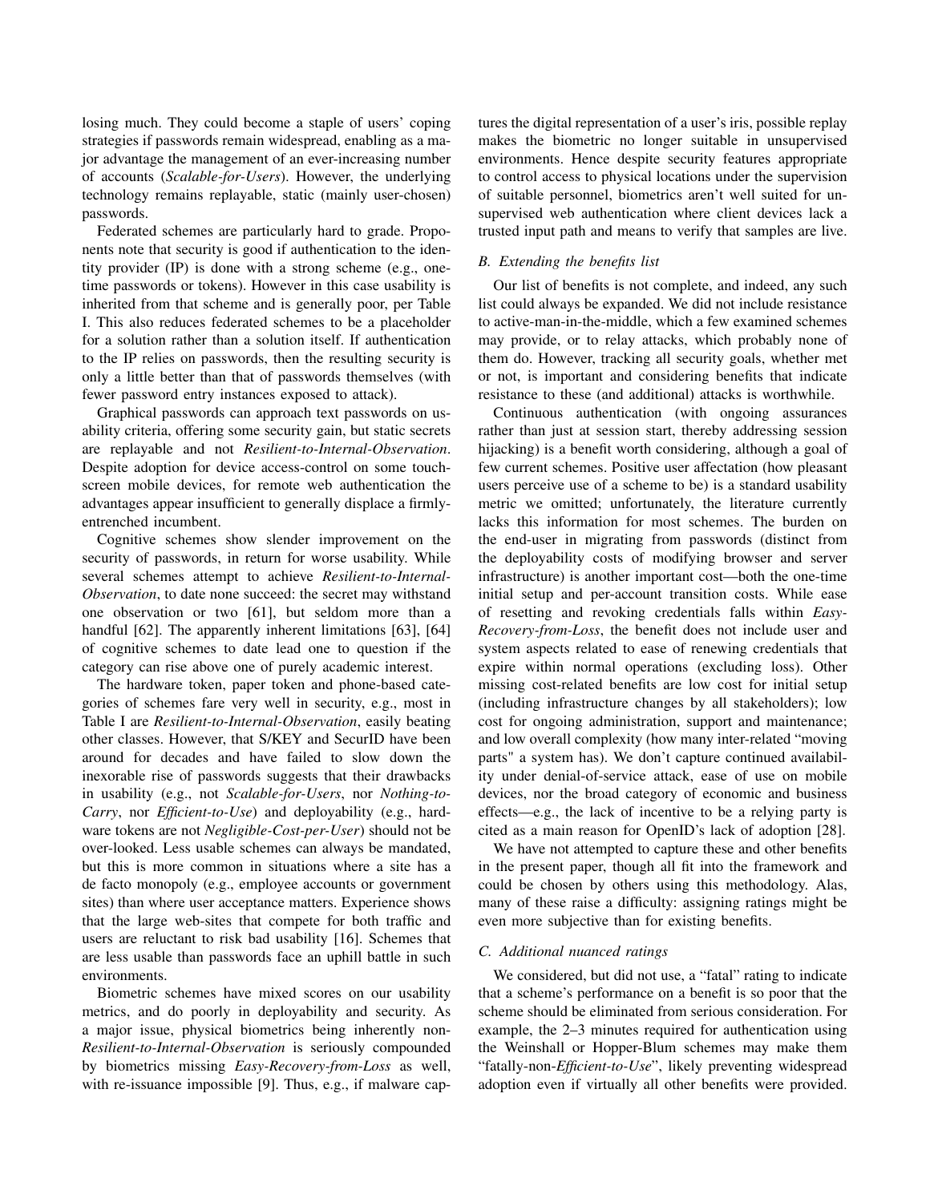losing much. They could become a staple of users' coping strategies if passwords remain widespread, enabling as a major advantage the management of an ever-increasing number of accounts (*Scalable-for-Users*). However, the underlying technology remains replayable, static (mainly user-chosen) passwords.

Federated schemes are particularly hard to grade. Proponents note that security is good if authentication to the identity provider (IP) is done with a strong scheme (e.g., one-time passwords or tokens). However in this case usability is inherited from that scheme and is generally poor, per Table I. This also reduces federated schemes to be a placeholder for a solution rather than a solution itself. If authentication to the IP relies on passwords, then the resulting security is only a little better than that of passwords themselves (with fewer password entry instances exposed to attack).

Graphical passwords can approach text passwords on usability criteria, offering some security gain, but static secrets are replayable and not *Resilient-to-Internal-Observation*. Despite adoption for device access-control on some touch-screen mobile devices, for remote web authentication the advantages appear insufficient to generally displace a firmly-entrenched incumbent.

Cognitive schemes show slender improvement on the security of passwords, in return for worse usability. While several schemes attempt to achieve *Resilient-to-Internal-Observation*, to date none succeed: the secret may withstand one observation or two [61], but seldom more than a handful [62]. The apparently inherent limitations [63], [64] of cognitive schemes to date lead one to question if the category can rise above one of purely academic interest.

The hardware token, paper token and phone-based categories of schemes fare very well in security, e.g., most in Table I are *Resilient-to-Internal-Observation*, easily beating other classes. However, that S/KEY and SecurID have been around for decades and have failed to slow down the inexorable rise of passwords suggests that their drawbacks in usability (e.g., not *Scalable-for-Users*, nor *Nothing-to-Carry*, nor *Efficient-to-Use*) and deployability (e.g., hardware tokens are not *Negligible-Cost-per-User*) should not be over-looked. Less usable schemes can always be mandated, but this is more common in situations where a site has a de facto monopoly (e.g., employee accounts or government sites) than where user acceptance matters. Experience shows that the large web-sites that compete for both traffic and users are reluctant to risk bad usability [16]. Schemes that are less usable than passwords face an uphill battle in such environments.

Biometric schemes have mixed scores on our usability metrics, and do poorly in deployability and security. As a major issue, physical biometrics being inherently non-*Resilient-to-Internal-Observation* is seriously compounded by biometrics missing *Easy-Recovery-from-Loss* as well, with re-issuance impossible [9]. Thus, e.g., if malware captures the digital representation of a user's iris, possible replay makes the biometric no longer suitable in unsupervised environments. Hence despite security features appropriate to control access to physical locations under the supervision of suitable personnel, biometrics aren't well suited for unsupervised web authentication where client devices lack a trusted input path and means to verify that samples are live.

### B. Extending the benefits list

Our list of benefits is not complete, and indeed, any such list could always be expanded. We did not include resistance to active-man-in-the-middle, which a few examined schemes may provide, or to relay attacks, which probably none of them do. However, tracking all security goals, whether met or not, is important and considering benefits that indicate resistance to these (and additional) attacks is worthwhile.

Continuous authentication (with ongoing assurances rather than just at session start, thereby addressing session hijacking) is a benefit worth considering, although a goal of few current schemes. Positive user affectation (how pleasant users perceive use of a scheme to be) is a standard usability metric we omitted; unfortunately, the literature currently lacks this information for most schemes. The burden on the end-user in migrating from passwords (distinct from the deployability costs of modifying browser and server infrastructure) is another important cost—both the one-time initial setup and per-account transition costs. While ease of resetting and revoking credentials falls within *Easy-Recovery-from-Loss*, the benefit does not include user and system aspects related to ease of renewing credentials that expire within normal operations (excluding loss). Other missing cost-related benefits are low cost for initial setup (including infrastructure changes by all stakeholders); low cost for ongoing administration, support and maintenance; and low overall complexity (how many inter-related "moving parts" a system has). We don't capture continued availability under denial-of-service attack, ease of use on mobile devices, nor the broad category of economic and business effects—e.g., the lack of incentive to be a relying party is cited as a main reason for OpenID's lack of adoption [28].

We have not attempted to capture these and other benefits in the present paper, though all fit into the framework and could be chosen by others using this methodology. Alas, many of these raise a difficulty: assigning ratings might be even more subjective than for existing benefits.

### C. Additional nuanced ratings

We considered, but did not use, a "fatal" rating to indicate that a scheme's performance on a benefit is so poor that the scheme should be eliminated from serious consideration. For example, the 2–3 minutes required for authentication using the Weinshall or Hopper-Blum schemes may make them "fatally-non-*Efficient-to-Use*", likely preventing widespread adoption even if virtually all other benefits were provided.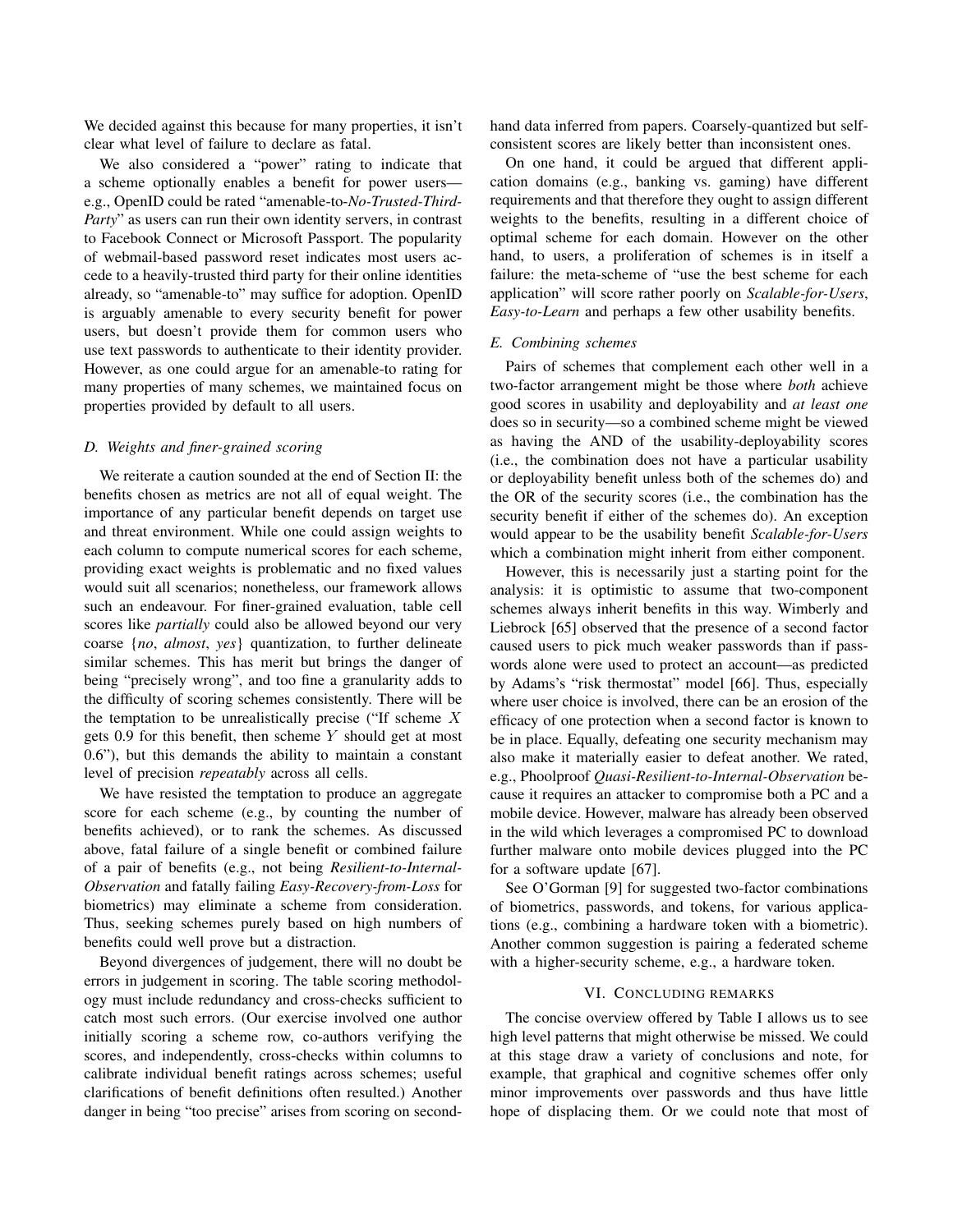We decided against this because for many properties, it isn't clear what level of failure to declare as fatal.

We also considered a "power" rating to indicate that a scheme optionally enables a benefit for power users—e.g., OpenID could be rated "amenable-to-*No-Trusted-Third-Party*" as users can run their own identity servers, in contrast to Facebook Connect or Microsoft Passport. The popularity of webmail-based password reset indicates most users accede to a heavily-trusted third party for their online identities already, so "amenable-to" may suffice for adoption. OpenID is arguably amenable to every security benefit for power users, but doesn't provide them for common users who use text passwords to authenticate to their identity provider. However, as one could argue for an amenable-to rating for many properties of many schemes, we maintained focus on properties provided by default to all users.

### D. Weights and finer-grained scoring

We reiterate a caution sounded at the end of Section II: the benefits chosen as metrics are not all of equal weight. The importance of any particular benefit depends on target use and threat environment. While one could assign weights to each column to compute numerical scores for each scheme, providing exact weights is problematic and no fixed values would suit all scenarios; nonetheless, our framework allows such an endeavour. For finer-grained evaluation, table cell scores like *partially* could also be allowed beyond our very coarse {*no*, *almost*, *yes*} quantization, to further delineate similar schemes. This has merit but brings the danger of being "precisely wrong", and too fine a granularity adds to the difficulty of scoring schemes consistently. There will be the temptation to be unrealistically precise ("If scheme $X$ gets 0.9 for this benefit, then scheme $Y$ should get at most 0.6"), but this demands the ability to maintain a constant level of precision *repeatably* across all cells.

We have resisted the temptation to produce an aggregate score for each scheme (e.g., by counting the number of benefits achieved), or to rank the schemes. As discussed above, fatal failure of a single benefit or combined failure of a pair of benefits (e.g., not being *Resilient-to-Internal-Observation* and fatally failing *Easy-Recovery-from-Loss* for biometrics) may eliminate a scheme from consideration. Thus, seeking schemes purely based on high numbers of benefits could well prove but a distraction.

Beyond divergences of judgement, there will no doubt be errors in judgement in scoring. The table scoring methodology must include redundancy and cross-checks sufficient to catch most such errors. (Our exercise involved one author initially scoring a scheme row, co-authors verifying the scores, and independently, cross-checks within columns to calibrate individual benefit ratings across schemes; useful clarifications of benefit definitions often resulted.) Another danger in being "too precise" arises from scoring on second-hand data inferred from papers. Coarsely-quantized but self-consistent scores are likely better than inconsistent ones.

On one hand, it could be argued that different application domains (e.g., banking vs. gaming) have different requirements and that therefore they ought to assign different weights to the benefits, resulting in a different choice of optimal scheme for each domain. However on the other hand, to users, a proliferation of schemes is in itself a failure: the meta-scheme of "use the best scheme for each application" will score rather poorly on *Scalable-for-Users*, *Easy-to-Learn* and perhaps a few other usability benefits.

### E. Combining schemes

Pairs of schemes that complement each other well in a two-factor arrangement might be those where *both* achieve good scores in usability and deployability and *at least one* does so in security—so a combined scheme might be viewed as having the AND of the usability-deployability scores (i.e., the combination does not have a particular usability or deployability benefit unless both of the schemes do) and the OR of the security scores (i.e., the combination has the security benefit if either of the schemes do). An exception would appear to be the usability benefit *Scalable-for-Users* which a combination might inherit from either component.

However, this is necessarily just a starting point for the analysis: it is optimistic to assume that two-component schemes always inherit benefits in this way. Wimberly and Liebrock [65] observed that the presence of a second factor caused users to pick much weaker passwords than if passwords alone were used to protect an account—as predicted by Adams's "risk thermostat" model [66]. Thus, especially where user choice is involved, there can be an erosion of the efficacy of one protection when a second factor is known to be in place. Equally, defeating one security mechanism may also make it materially easier to defeat another. We rated, e.g., Phoolproof *Quasi-Resilient-to-Internal-Observation* because it requires an attacker to compromise both a PC and a mobile device. However, malware has already been observed in the wild which leverages a compromised PC to download further malware onto mobile devices plugged into the PC for a software update [67].

See O'Gorman [9] for suggested two-factor combinations of biometrics, passwords, and tokens, for various applications (e.g., combining a hardware token with a biometric). Another common suggestion is pairing a federated scheme with a higher-security scheme, e.g., a hardware token.

## VI. Concluding remarks

The concise overview offered by Table I allows us to see high level patterns that might otherwise be missed. We could at this stage draw a variety of conclusions and note, for example, that graphical and cognitive schemes offer only minor improvements over passwords and thus have little hope of displacing them. Or we could note that most of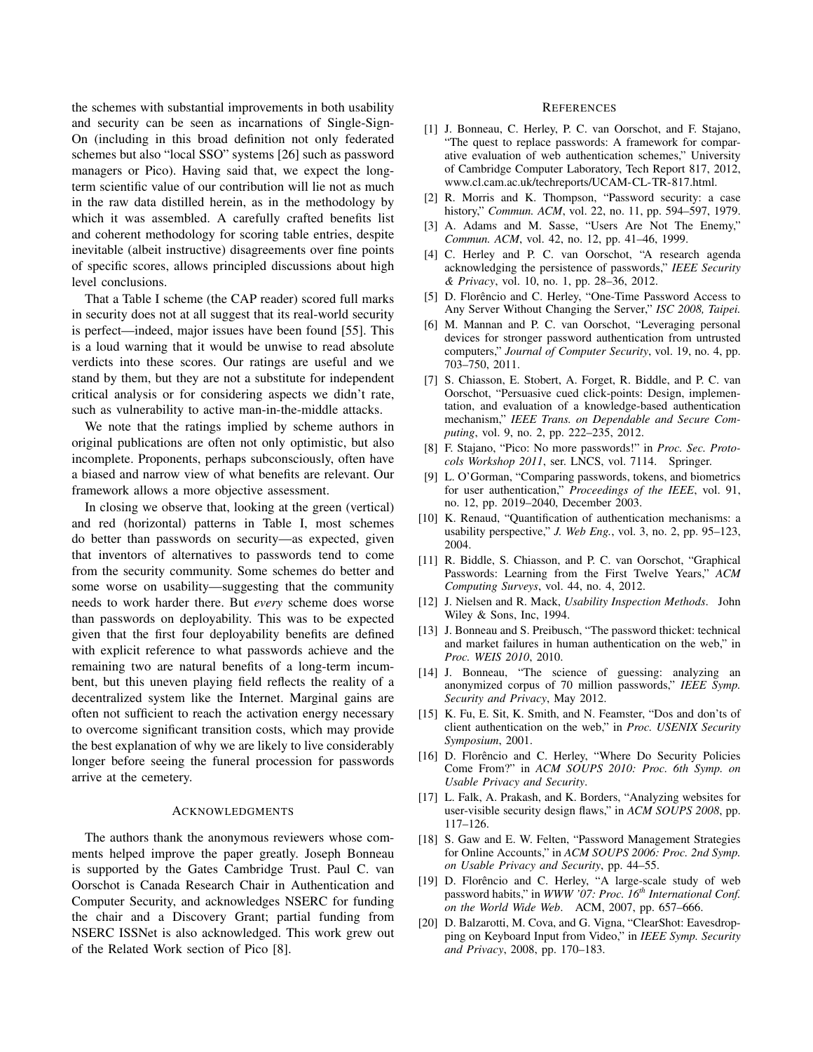the schemes with substantial improvements in both usability and security can be seen as incarnations of Single-Sign-On (including in this broad definition not only federated schemes but also "local SSO" systems [26] such as password managers or Pico). Having said that, we expect the long-term scientific value of our contribution will lie not as much in the raw data distilled herein, as in the methodology by which it was assembled. A carefully crafted benefits list and coherent methodology for scoring table entries, despite inevitable (albeit instructive) disagreements over fine points of specific scores, allows principled discussions about high level conclusions.

That a Table I scheme (the CAP reader) scored full marks in security does not at all suggest that its real-world security is perfect—indeed, major issues have been found [55]. This is a loud warning that it would be unwise to read absolute verdicts into these scores. Our ratings are useful and we stand by them, but they are not a substitute for independent critical analysis or for considering aspects we didn't rate, such as vulnerability to active man-in-the-middle attacks.

We note that the ratings implied by scheme authors in original publications are often not only optimistic, but also incomplete. Proponents, perhaps subconsciously, often have a biased and narrow view of what benefits are relevant. Our framework allows a more objective assessment.

In closing we observe that, looking at the green (vertical) and red (horizontal) patterns in Table I, most schemes do better than passwords on security—as expected, given that inventors of alternatives to passwords tend to come from the security community. Some schemes do better and some worse on usability—suggesting that the community needs to work harder there. But *every* scheme does worse than passwords on deployability. This was to be expected given that the first four deployability benefits are defined with explicit reference to what passwords achieve and the remaining two are natural benefits of a long-term incumbent, but this uneven playing field reflects the reality of a decentralized system like the Internet. Marginal gains are often not sufficient to reach the activation energy necessary to overcome significant transition costs, which may provide the best explanation of why we are likely to live considerably longer before seeing the funeral procession for passwords arrive at the cemetery.

## Acknowledgments

The authors thank the anonymous reviewers whose comments helped improve the paper greatly. Joseph Bonneau is supported by the Gates Cambridge Trust. Paul C. van Oorschot is Canada Research Chair in Authentication and Computer Security, and acknowledges NSERC for funding the chair and a Discovery Grant; partial funding from NSERC ISSNet is also acknowledged. This work grew out of the Related Work section of Pico [8].

## References

[1] J. Bonneau, C. Herley, P. C. van Oorschot, and F. Stajano, "The quest to replace passwords: A framework for comparative evaluation of web authentication schemes," University of Cambridge Computer Laboratory, Tech Report 817, 2012, www.cl.cam.ac.uk/techreports/UCAM-CL-TR-817.html.

[2] R. Morris and K. Thompson, "Password security: a case history," *Commun. ACM*, vol. 22, no. 11, pp. 594–597, 1979.

[3] A. Adams and M. Sasse, "Users Are Not The Enemy," *Commun. ACM*, vol. 42, no. 12, pp. 41–46, 1999.

[4] C. Herley and P. C. van Oorschot, "A research agenda acknowledging the persistence of passwords," *IEEE Security & Privacy*, vol. 10, no. 1, pp. 28–36, 2012.

[5] D. Florêncio and C. Herley, "One-Time Password Access to Any Server Without Changing the Server," *ISC 2008, Taipei.*

[6] M. Mannan and P. C. van Oorschot, "Leveraging personal devices for stronger password authentication from untrusted computers," *Journal of Computer Security*, vol. 19, no. 4, pp. 703–750, 2011.

[7] S. Chiasson, E. Stobert, A. Forget, R. Biddle, and P. C. van Oorschot, "Persuasive cued click-points: Design, implementation, and evaluation of a knowledge-based authentication mechanism," *IEEE Trans. on Dependable and Secure Computing*, vol. 9, no. 2, pp. 222–235, 2012.

[8] F. Stajano, "Pico: No more passwords!" in *Proc. Sec. Protocols Workshop 2011*, ser. LNCS, vol. 7114. Springer.

[9] L. O'Gorman, "Comparing passwords, tokens, and biometrics for user authentication," *Proceedings of the IEEE*, vol. 91, no. 12, pp. 2019–2040, December 2003.

[10] K. Renaud, "Quantification of authentication mechanisms: a usability perspective," *J. Web Eng.*, vol. 3, no. 2, pp. 95–123, 2004.

[11] R. Biddle, S. Chiasson, and P. C. van Oorschot, "Graphical Passwords: Learning from the First Twelve Years," *ACM Computing Surveys*, vol. 44, no. 4, 2012.

[12] J. Nielsen and R. Mack, *Usability Inspection Methods*. John Wiley & Sons, Inc, 1994.

[13] J. Bonneau and S. Preibusch, "The password thicket: technical and market failures in human authentication on the web," in *Proc. WEIS 2010*, 2010.

[14] J. Bonneau, "The science of guessing: analyzing an anonymized corpus of 70 million passwords," *IEEE Symp. Security and Privacy*, May 2012.

[15] K. Fu, E. Sit, K. Smith, and N. Feamster, "Dos and don'ts of client authentication on the web," in *Proc. USENIX Security Symposium*, 2001.

[16] D. Florêncio and C. Herley, "Where Do Security Policies Come From?" in *ACM SOUPS 2010: Proc. 6th Symp. on Usable Privacy and Security*.

[17] L. Falk, A. Prakash, and K. Borders, "Analyzing websites for user-visible security design flaws," in *ACM SOUPS 2008*, pp. 117–126.

[18] S. Gaw and E. W. Felten, "Password Management Strategies for Online Accounts," in *ACM SOUPS 2006: Proc. 2nd Symp. on Usable Privacy and Security*, pp. 44–55.

[19] D. Florêncio and C. Herley, "A large-scale study of web password habits," in *WWW '07: Proc. 16th International Conf. on the World Wide Web*. ACM, 2007, pp. 657–666.

[20] D. Balzarotti, M. Cova, and G. Vigna, "ClearShot: Eavesdropping on Keyboard Input from Video," in *IEEE Symp. Security and Privacy*, 2008, pp. 170–183.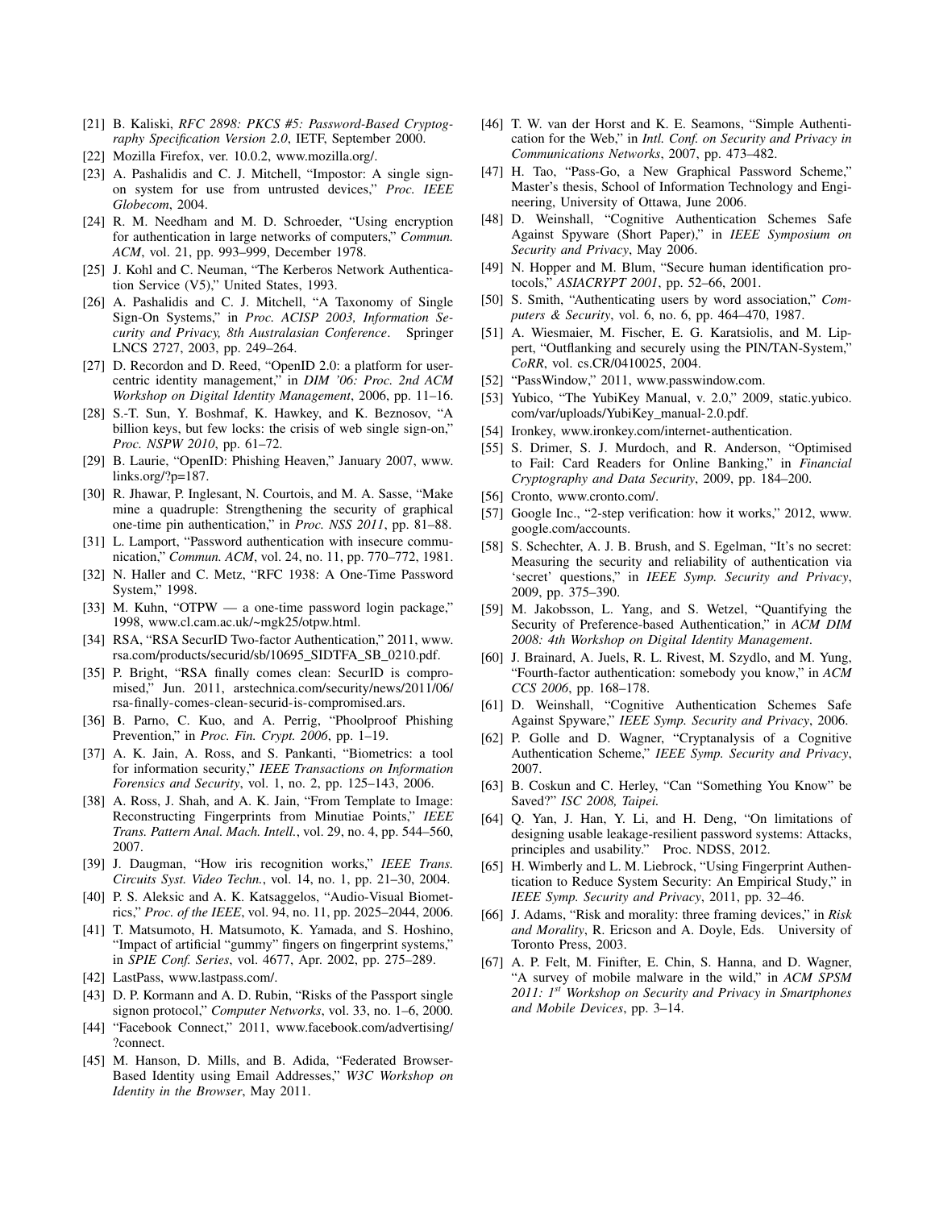[21] B. Kaliski, *RFC 2898: PKCS #5: Password-Based Cryptography Specification Version 2.0*, IETF, September 2000.

[22] Mozilla Firefox, ver. 10.0.2, www.mozilla.org/.

[23] A. Pashalidis and C. J. Mitchell, "Impostor: A single sign-on system for use from untrusted devices," *Proc. IEEE Globecom*, 2004.

[24] R. M. Needham and M. D. Schroeder, "Using encryption for authentication in large networks of computers," *Commun. ACM*, vol. 21, pp. 993–999, December 1978.

[25] J. Kohl and C. Neuman, "The Kerberos Network Authentication Service (V5)," United States, 1993.

[26] A. Pashalidis and C. J. Mitchell, "A Taxonomy of Single Sign-On Systems," in *Proc. ACISP 2003, Information Security and Privacy, 8th Australasian Conference*. Springer LNCS 2727, 2003, pp. 249–264.

[27] D. Recordon and D. Reed, "OpenID 2.0: a platform for user-centric identity management," in *DIM '06: Proc. 2nd ACM Workshop on Digital Identity Management*, 2006, pp. 11–16.

[28] S.-T. Sun, Y. Boshmaf, K. Hawkey, and K. Beznosov, "A billion keys, but few locks: the crisis of web single sign-on," *Proc. NSPW 2010*, pp. 61–72.

[29] B. Laurie, "OpenID: Phishing Heaven," January 2007, www.links.org/?p=187.

[30] R. Jhawar, P. Inglesant, N. Courtois, and M. A. Sasse, "Make mine a quadruple: Strengthening the security of graphical one-time pin authentication," in *Proc. NSS 2011*, pp. 81–88.

[31] L. Lamport, "Password authentication with insecure communication," *Commun. ACM*, vol. 24, no. 11, pp. 770–772, 1981.

[32] N. Haller and C. Metz, "RFC 1938: A One-Time Password System," 1998.

[33] M. Kuhn, "OTPW — a one-time password login package," 1998, www.cl.cam.ac.uk/~mgk25/otpw.html.

[34] RSA, "RSA SecurID Two-factor Authentication," 2011, www.rsa.com/products/securid/sb/10695_SIDTFA_SB_0210.pdf.

[35] P. Bright, "RSA finally comes clean: SecurID is compromised," Jun. 2011, arstechnica.com/security/news/2011/06/rsa-finally-comes-clean-securid-is-compromised.ars.

[36] B. Parno, C. Kuo, and A. Perrig, "Phoolproof Phishing Prevention," in *Proc. Fin. Crypt. 2006*, pp. 1–19.

[37] A. K. Jain, A. Ross, and S. Pankanti, "Biometrics: a tool for information security," *IEEE Transactions on Information Forensics and Security*, vol. 1, no. 2, pp. 125–143, 2006.

[38] A. Ross, J. Shah, and A. K. Jain, "From Template to Image: Reconstructing Fingerprints from Minutiae Points," *IEEE Trans. Pattern Anal. Mach. Intell.*, vol. 29, no. 4, pp. 544–560, 2007.

[39] J. Daugman, "How iris recognition works," *IEEE Trans. Circuits Syst. Video Techn.*, vol. 14, no. 1, pp. 21–30, 2004.

[40] P. S. Aleksic and A. K. Katsaggelos, "Audio-Visual Biometrics," *Proc. of the IEEE*, vol. 94, no. 11, pp. 2025–2044, 2006.

[41] T. Matsumoto, H. Matsumoto, K. Yamada, and S. Hoshino, "Impact of artificial "gummy" fingers on fingerprint systems," in *SPIE Conf. Series*, vol. 4677, Apr. 2002, pp. 275–289.

[42] LastPass, www.lastpass.com/.

[43] D. P. Kormann and A. D. Rubin, "Risks of the Passport single signon protocol," *Computer Networks*, vol. 33, no. 1–6, 2000.

[44] "Facebook Connect," 2011, www.facebook.com/advertising/?connect.

[45] M. Hanson, D. Mills, and B. Adida, "Federated Browser-Based Identity using Email Addresses," *W3C Workshop on Identity in the Browser*, May 2011.

[46] T. W. van der Horst and K. E. Seamons, "Simple Authentication for the Web," in *Intl. Conf. on Security and Privacy in Communications Networks*, 2007, pp. 473–482.

[47] H. Tao, "Pass-Go, a New Graphical Password Scheme," Master's thesis, School of Information Technology and Engineering, University of Ottawa, June 2006.

[48] D. Weinshall, "Cognitive Authentication Schemes Safe Against Spyware (Short Paper)," in *IEEE Symposium on Security and Privacy*, May 2006.

[49] N. Hopper and M. Blum, "Secure human identification protocols," *ASIACRYPT 2001*, pp. 52–66, 2001.

[50] S. Smith, "Authenticating users by word association," *Computers & Security*, vol. 6, no. 6, pp. 464–470, 1987.

[51] A. Wiesmaier, M. Fischer, E. G. Karatsiolis, and M. Lippert, "Outflanking and securely using the PIN/TAN-System," *CoRR*, vol. cs.CR/0410025, 2004.

[52] "PassWindow," 2011, www.passwindow.com.

[53] Yubico, "The YubiKey Manual, v. 2.0," 2009, static.yubico.com/var/uploads/YubiKey_manual-2.0.pdf.

[54] Ironkey, www.ironkey.com/internet-authentication.

[55] S. Drimer, S. J. Murdoch, and R. Anderson, "Optimised to Fail: Card Readers for Online Banking," in *Financial Cryptography and Data Security*, 2009, pp. 184–200.

[56] Cronto, www.cronto.com/.

[57] Google Inc., "2-step verification: how it works," 2012, www.google.com/accounts.

[58] S. Schechter, A. J. B. Brush, and S. Egelman, "It's no secret: Measuring the security and reliability of authentication via 'secret' questions," in *IEEE Symp. Security and Privacy*, 2009, pp. 375–390.

[59] M. Jakobsson, L. Yang, and S. Wetzel, "Quantifying the Security of Preference-based Authentication," in *ACM DIM 2008: 4th Workshop on Digital Identity Management*.

[60] J. Brainard, A. Juels, R. L. Rivest, M. Szydlo, and M. Yung, "Fourth-factor authentication: somebody you know," in *ACM CCS 2006*, pp. 168–178.

[61] D. Weinshall, "Cognitive Authentication Schemes Safe Against Spyware," *IEEE Symp. Security and Privacy*, 2006.

[62] P. Golle and D. Wagner, "Cryptanalysis of a Cognitive Authentication Scheme," *IEEE Symp. Security and Privacy*, 2007.

[63] B. Coskun and C. Herley, "Can "Something You Know" be Saved?" *ISC 2008, Taipei.*

[64] Q. Yan, J. Han, Y. Li, and H. Deng, "On limitations of designing usable leakage-resilient password systems: Attacks, principles and usability." Proc. NDSS, 2012.

[65] H. Wimberly and L. M. Liebrock, "Using Fingerprint Authentication to Reduce System Security: An Empirical Study," in *IEEE Symp. Security and Privacy*, 2011, pp. 32–46.

[66] J. Adams, "Risk and morality: three framing devices," in *Risk and Morality*, R. Ericson and A. Doyle, Eds. University of Toronto Press, 2003.

[67] A. P. Felt, M. Finifter, E. Chin, S. Hanna, and D. Wagner, "A survey of mobile malware in the wild," in *ACM SPSM 2011: 1st Workshop on Security and Privacy in Smartphones and Mobile Devices*, pp. 3–14.